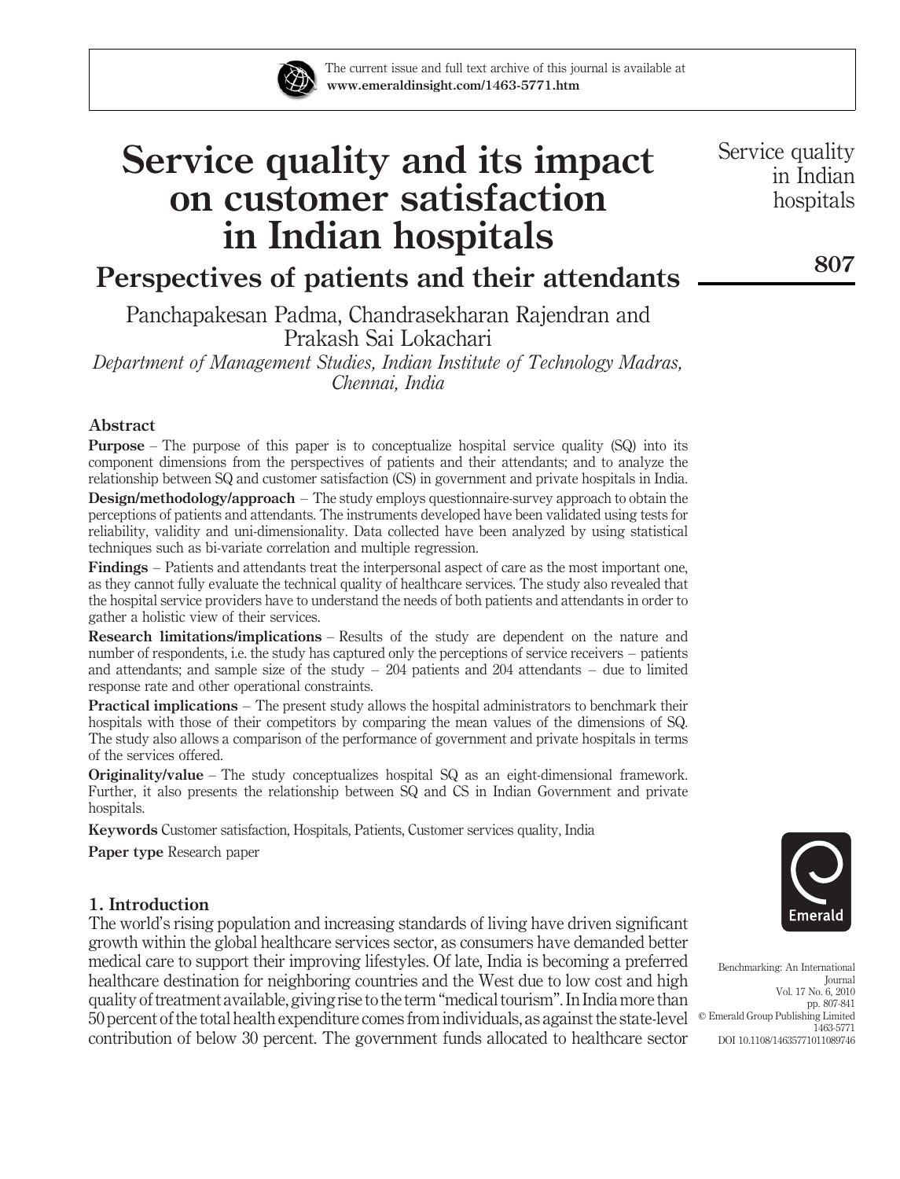# Service quality and its impact on customer satisfaction in Indian hospitals

## Perspectives of patients and their attendants

Panchapakesan Padma, Chandrasekharan Rajendran and Prakash Sai Lokachari

*Department of Management Studies, Indian Institute of Technology Madras, Chennai, India*

### Abstract

**Purpose** – The purpose of this paper is to conceptualize hospital service quality (SQ) into its component dimensions from the perspectives of patients and their attendants; and to analyze the relationship between SQ and customer satisfaction (CS) in government and private hospitals in India.

**Design/methodology/approach** – The study employs questionnaire-survey approach to obtain the perceptions of patients and attendants. The instruments developed have been validated using tests for reliability, validity and uni-dimensionality. Data collected have been analyzed by using statistical techniques such as bi-variate correlation and multiple regression.

**Findings** – Patients and attendants treat the interpersonal aspect of care as the most important one, as they cannot fully evaluate the technical quality of healthcare services. The study also revealed that the hospital service providers have to understand the needs of both patients and attendants in order to gather a holistic view of their services.

**Research limitations/implications** – Results of the study are dependent on the nature and number of respondents, i.e. the study has captured only the perceptions of service receivers – patients and attendants; and sample size of the study – 204 patients and 204 attendants – due to limited response rate and other operational constraints.

**Practical implications** – The present study allows the hospital administrators to benchmark their hospitals with those of their competitors by comparing the mean values of the dimensions of SQ. The study also allows a comparison of the performance of government and private hospitals in terms of the services offered.

**Originality/value** – The study conceptualizes hospital SQ as an eight-dimensional framework. Further, it also presents the relationship between SQ and CS in Indian Government and private hospitals.

**Keywords** Customer satisfaction, Hospitals, Patients, Customer services quality, India

**Paper type** Research paper

## 1. Introduction

The world's rising population and increasing standards of living have driven significant growth within the global healthcare services sector, as consumers have demanded better medical care to support their improving lifestyles. Of late, India is becoming a preferred healthcare destination for neighboring countries and the West due to low cost and high quality of treatment available, giving rise to the term "medical tourism". In India more than 50 percent of the total health expenditure comes from individuals, as against the state-level contribution of below 30 percent. The government funds allocated to healthcare sector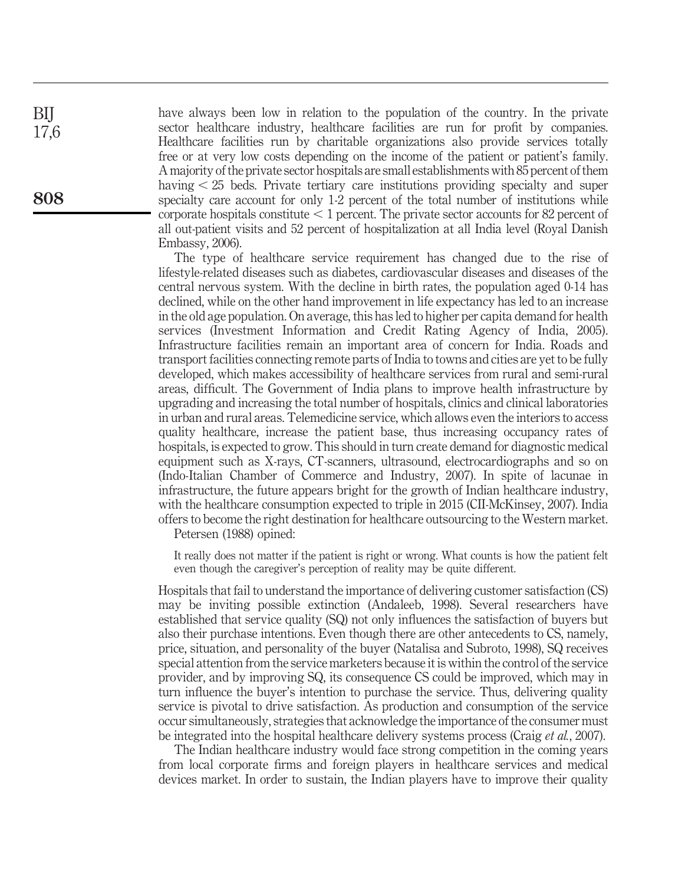have always been low in relation to the population of the country. In the private sector healthcare industry, healthcare facilities are run for profit by companies. Healthcare facilities run by charitable organizations also provide services totally free or at very low costs depending on the income of the patient or patient's family. A majority of the private sector hospitals are small establishments with 85 percent of them having < 25 beds. Private tertiary care institutions providing specialty and super specialty care account for only 1-2 percent of the total number of institutions while corporate hospitals constitute < 1 percent. The private sector accounts for 82 percent of all out-patient visits and 52 percent of hospitalization at all India level (Royal Danish Embassy, 2006).

The type of healthcare service requirement has changed due to the rise of lifestyle-related diseases such as diabetes, cardiovascular diseases and diseases of the central nervous system. With the decline in birth rates, the population aged 0-14 has declined, while on the other hand improvement in life expectancy has led to an increase in the old age population. On average, this has led to higher per capita demand for health services (Investment Information and Credit Rating Agency of India, 2005). Infrastructure facilities remain an important area of concern for India. Roads and transport facilities connecting remote parts of India to towns and cities are yet to be fully developed, which makes accessibility of healthcare services from rural and semi-rural areas, difficult. The Government of India plans to improve health infrastructure by upgrading and increasing the total number of hospitals, clinics and clinical laboratories in urban and rural areas. Telemedicine service, which allows even the interiors to access quality healthcare, increase the patient base, thus increasing occupancy rates of hospitals, is expected to grow. This should in turn create demand for diagnostic medical equipment such as X-rays, CT-scanners, ultrasound, electrocardiographs and so on (Indo-Italian Chamber of Commerce and Industry, 2007). In spite of lacunae in infrastructure, the future appears bright for the growth of Indian healthcare industry, with the healthcare consumption expected to triple in 2015 (CII-McKinsey, 2007). India offers to become the right destination for healthcare outsourcing to the Western market.

Petersen (1988) opined:

> It really does not matter if the patient is right or wrong. What counts is how the patient felt even though the caregiver's perception of reality may be quite different.

Hospitals that fail to understand the importance of delivering customer satisfaction (CS) may be inviting possible extinction (Andaleeb, 1998). Several researchers have established that service quality (SQ) not only influences the satisfaction of buyers but also their purchase intentions. Even though there are other antecedents to CS, namely, price, situation, and personality of the buyer (Natalisa and Subroto, 1998), SQ receives special attention from the service marketers because it is within the control of the service provider, and by improving SQ, its consequence CS could be improved, which may in turn influence the buyer's intention to purchase the service. Thus, delivering quality service is pivotal to drive satisfaction. As production and consumption of the service occur simultaneously, strategies that acknowledge the importance of the consumer must be integrated into the hospital healthcare delivery systems process (Craig *et al.*, 2007).

The Indian healthcare industry would face strong competition in the coming years from local corporate firms and foreign players in healthcare services and medical devices market. In order to sustain, the Indian players have to improve their quality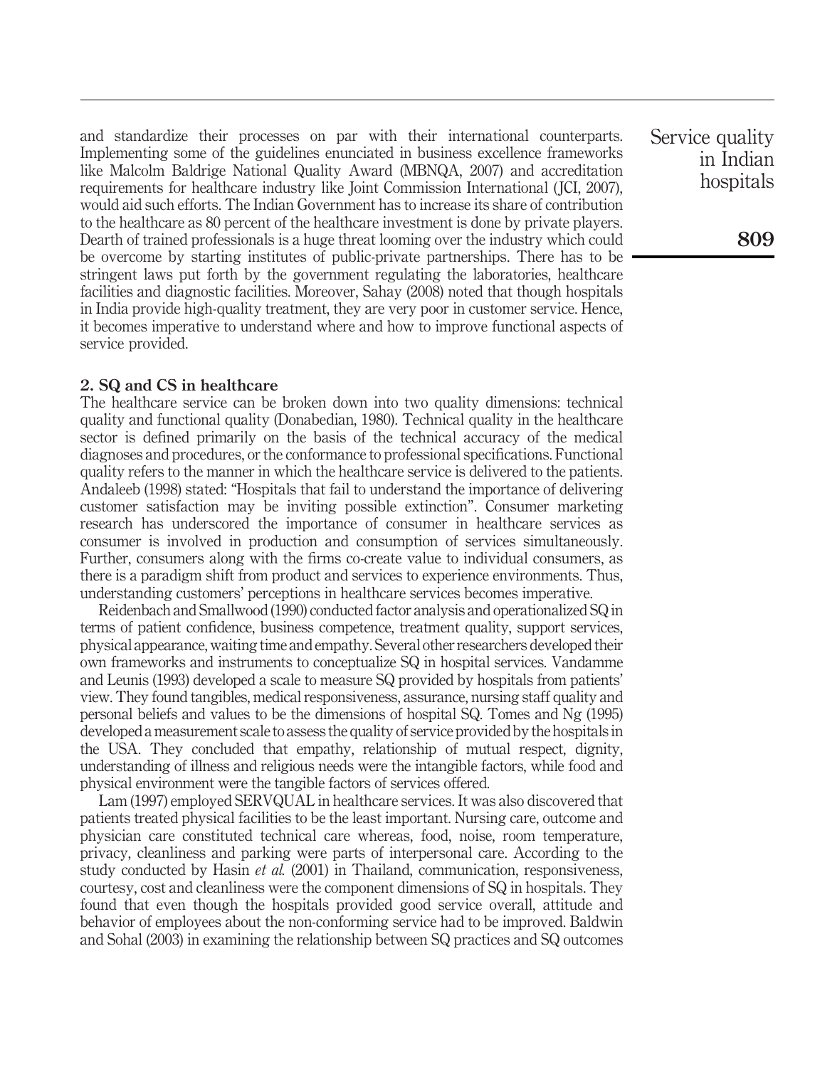and standardize their processes on par with their international counterparts. Implementing some of the guidelines enunciated in business excellence frameworks like Malcolm Baldrige National Quality Award (MBNQA, 2007) and accreditation requirements for healthcare industry like Joint Commission International (JCI, 2007), would aid such efforts. The Indian Government has to increase its share of contribution to the healthcare as 80 percent of the healthcare investment is done by private players. Dearth of trained professionals is a huge threat looming over the industry which could be overcome by starting institutes of public-private partnerships. There has to be stringent laws put forth by the government regulating the laboratories, healthcare facilities and diagnostic facilities. Moreover, Sahay (2008) noted that though hospitals in India provide high-quality treatment, they are very poor in customer service. Hence, it becomes imperative to understand where and how to improve functional aspects of service provided.

## 2. SQ and CS in healthcare

The healthcare service can be broken down into two quality dimensions: technical quality and functional quality (Donabedian, 1980). Technical quality in the healthcare sector is defined primarily on the basis of the technical accuracy of the medical diagnoses and procedures, or the conformance to professional specifications. Functional quality refers to the manner in which the healthcare service is delivered to the patients. Andaleeb (1998) stated: "Hospitals that fail to understand the importance of delivering customer satisfaction may be inviting possible extinction". Consumer marketing research has underscored the importance of consumer in healthcare services as consumer is involved in production and consumption of services simultaneously. Further, consumers along with the firms co-create value to individual consumers, as there is a paradigm shift from product and services to experience environments. Thus, understanding customers' perceptions in healthcare services becomes imperative.

Reidenbach and Smallwood (1990) conducted factor analysis and operationalized SQ in terms of patient confidence, business competence, treatment quality, support services, physical appearance, waiting time and empathy. Several other researchers developed their own frameworks and instruments to conceptualize SQ in hospital services. Vandamme and Leunis (1993) developed a scale to measure SQ provided by hospitals from patients' view. They found tangibles, medical responsiveness, assurance, nursing staff quality and personal beliefs and values to be the dimensions of hospital SQ. Tomes and Ng (1995) developed a measurement scale to assess the quality of service provided by the hospitals in the USA. They concluded that empathy, relationship of mutual respect, dignity, understanding of illness and religious needs were the intangible factors, while food and physical environment were the tangible factors of services offered.

Lam (1997) employed SERVQUAL in healthcare services. It was also discovered that patients treated physical facilities to be the least important. Nursing care, outcome and physician care constituted technical care whereas, food, noise, room temperature, privacy, cleanliness and parking were parts of interpersonal care. According to the study conducted by Hasin *et al.* (2001) in Thailand, communication, responsiveness, courtesy, cost and cleanliness were the component dimensions of SQ in hospitals. They found that even though the hospitals provided good service overall, attitude and behavior of employees about the non-conforming service had to be improved. Baldwin and Sohal (2003) in examining the relationship between SQ practices and SQ outcomes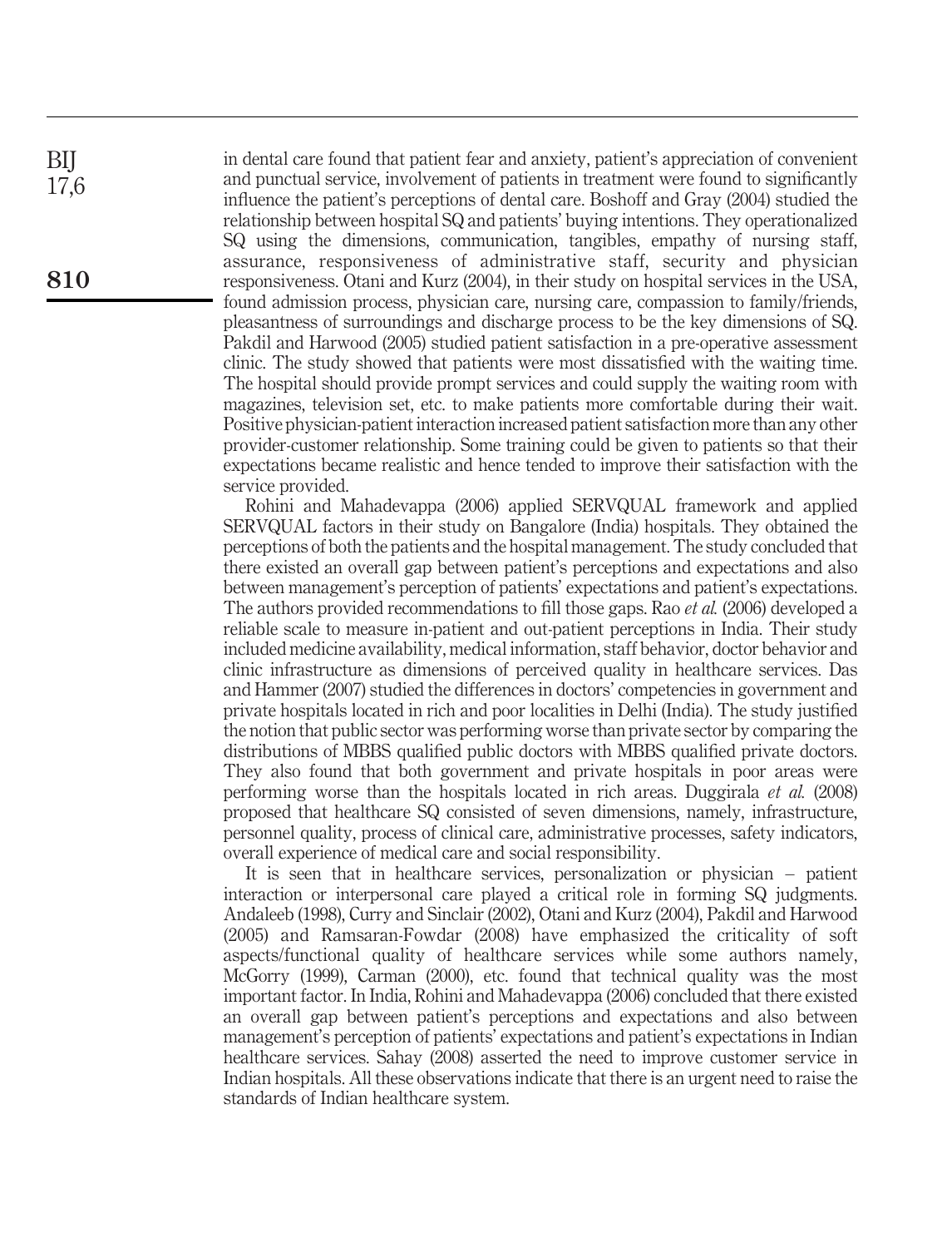in dental care found that patient fear and anxiety, patient's appreciation of convenient and punctual service, involvement of patients in treatment were found to significantly influence the patient's perceptions of dental care. Boshoff and Gray (2004) studied the relationship between hospital SQ and patients' buying intentions. They operationalized SQ using the dimensions, communication, tangibles, empathy of nursing staff, assurance, responsiveness of administrative staff, security and physician responsiveness. Otani and Kurz (2004), in their study on hospital services in the USA, found admission process, physician care, nursing care, compassion to family/friends, pleasantness of surroundings and discharge process to be the key dimensions of SQ. Pakdil and Harwood (2005) studied patient satisfaction in a pre-operative assessment clinic. The study showed that patients were most dissatisfied with the waiting time. The hospital should provide prompt services and could supply the waiting room with magazines, television set, etc. to make patients more comfortable during their wait. Positive physician-patient interaction increased patient satisfaction more than any other provider-customer relationship. Some training could be given to patients so that their expectations became realistic and hence tended to improve their satisfaction with the service provided.

Rohini and Mahadevappa (2006) applied SERVQUAL framework and applied SERVQUAL factors in their study on Bangalore (India) hospitals. They obtained the perceptions of both the patients and the hospital management. The study concluded that there existed an overall gap between patient's perceptions and expectations and also between management's perception of patients' expectations and patient's expectations. The authors provided recommendations to fill those gaps. Rao *et al.* (2006) developed a reliable scale to measure in-patient and out-patient perceptions in India. Their study included medicine availability, medical information, staff behavior, doctor behavior and clinic infrastructure as dimensions of perceived quality in healthcare services. Das and Hammer (2007) studied the differences in doctors' competencies in government and private hospitals located in rich and poor localities in Delhi (India). The study justified the notion that public sector was performing worse than private sector by comparing the distributions of MBBS qualified public doctors with MBBS qualified private doctors. They also found that both government and private hospitals in poor areas were performing worse than the hospitals located in rich areas. Duggirala *et al.* (2008) proposed that healthcare SQ consisted of seven dimensions, namely, infrastructure, personnel quality, process of clinical care, administrative processes, safety indicators, overall experience of medical care and social responsibility.

It is seen that in healthcare services, personalization or physician – patient interaction or interpersonal care played a critical role in forming SQ judgments. Andaleeb (1998), Curry and Sinclair (2002), Otani and Kurz (2004), Pakdil and Harwood (2005) and Ramsaran-Fowdar (2008) have emphasized the criticality of soft aspects/functional quality of healthcare services while some authors namely, McGorry (1999), Carman (2000), etc. found that technical quality was the most important factor. In India, Rohini and Mahadevappa (2006) concluded that there existed an overall gap between patient's perceptions and expectations and also between management's perception of patients' expectations and patient's expectations in Indian healthcare services. Sahay (2008) asserted the need to improve customer service in Indian hospitals. All these observations indicate that there is an urgent need to raise the standards of Indian healthcare system.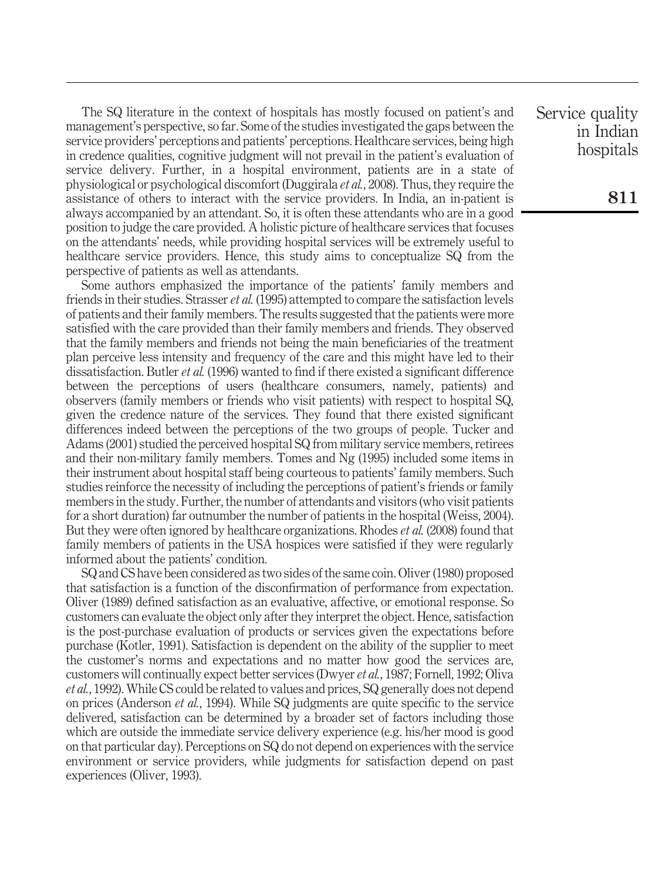The SQ literature in the context of hospitals has mostly focused on patient's and management's perspective, so far. Some of the studies investigated the gaps between the service providers' perceptions and patients' perceptions. Healthcare services, being high in credence qualities, cognitive judgment will not prevail in the patient's evaluation of service delivery. Further, in a hospital environment, patients are in a state of physiological or psychological discomfort (Duggirala *et al.*, 2008). Thus, they require the assistance of others to interact with the service providers. In India, an in-patient is always accompanied by an attendant. So, it is often these attendants who are in a good position to judge the care provided. A holistic picture of healthcare services that focuses on the attendants' needs, while providing hospital services will be extremely useful to healthcare service providers. Hence, this study aims to conceptualize SQ from the perspective of patients as well as attendants.

Some authors emphasized the importance of the patients' family members and friends in their studies. Strasser *et al.* (1995) attempted to compare the satisfaction levels of patients and their family members. The results suggested that the patients were more satisfied with the care provided than their family members and friends. They observed that the family members and friends not being the main beneficiaries of the treatment plan perceive less intensity and frequency of the care and this might have led to their dissatisfaction. Butler *et al.* (1996) wanted to find if there existed a significant difference between the perceptions of users (healthcare consumers, namely, patients) and observers (family members or friends who visit patients) with respect to hospital SQ, given the credence nature of the services. They found that there existed significant differences indeed between the perceptions of the two groups of people. Tucker and Adams (2001) studied the perceived hospital SQ from military service members, retirees and their non-military family members. Tomes and Ng (1995) included some items in their instrument about hospital staff being courteous to patients' family members. Such studies reinforce the necessity of including the perceptions of patient's friends or family members in the study. Further, the number of attendants and visitors (who visit patients for a short duration) far outnumber the number of patients in the hospital (Weiss, 2004). But they were often ignored by healthcare organizations. Rhodes *et al.* (2008) found that family members of patients in the USA hospices were satisfied if they were regularly informed about the patients' condition.

SQ and CS have been considered as two sides of the same coin. Oliver (1980) proposed that satisfaction is a function of the disconfirmation of performance from expectation. Oliver (1989) defined satisfaction as an evaluative, affective, or emotional response. So customers can evaluate the object only after they interpret the object. Hence, satisfaction is the post-purchase evaluation of products or services given the expectations before purchase (Kotler, 1991). Satisfaction is dependent on the ability of the supplier to meet the customer's norms and expectations and no matter how good the services are, customers will continually expect better services (Dwyer *et al.*, 1987; Fornell, 1992; Oliva *et al.*, 1992). While CS could be related to values and prices, SQ generally does not depend on prices (Anderson *et al.*, 1994). While SQ judgments are quite specific to the service delivered, satisfaction can be determined by a broader set of factors including those which are outside the immediate service delivery experience (e.g. his/her mood is good on that particular day). Perceptions on SQ do not depend on experiences with the service environment or service providers, while judgments for satisfaction depend on past experiences (Oliver, 1993).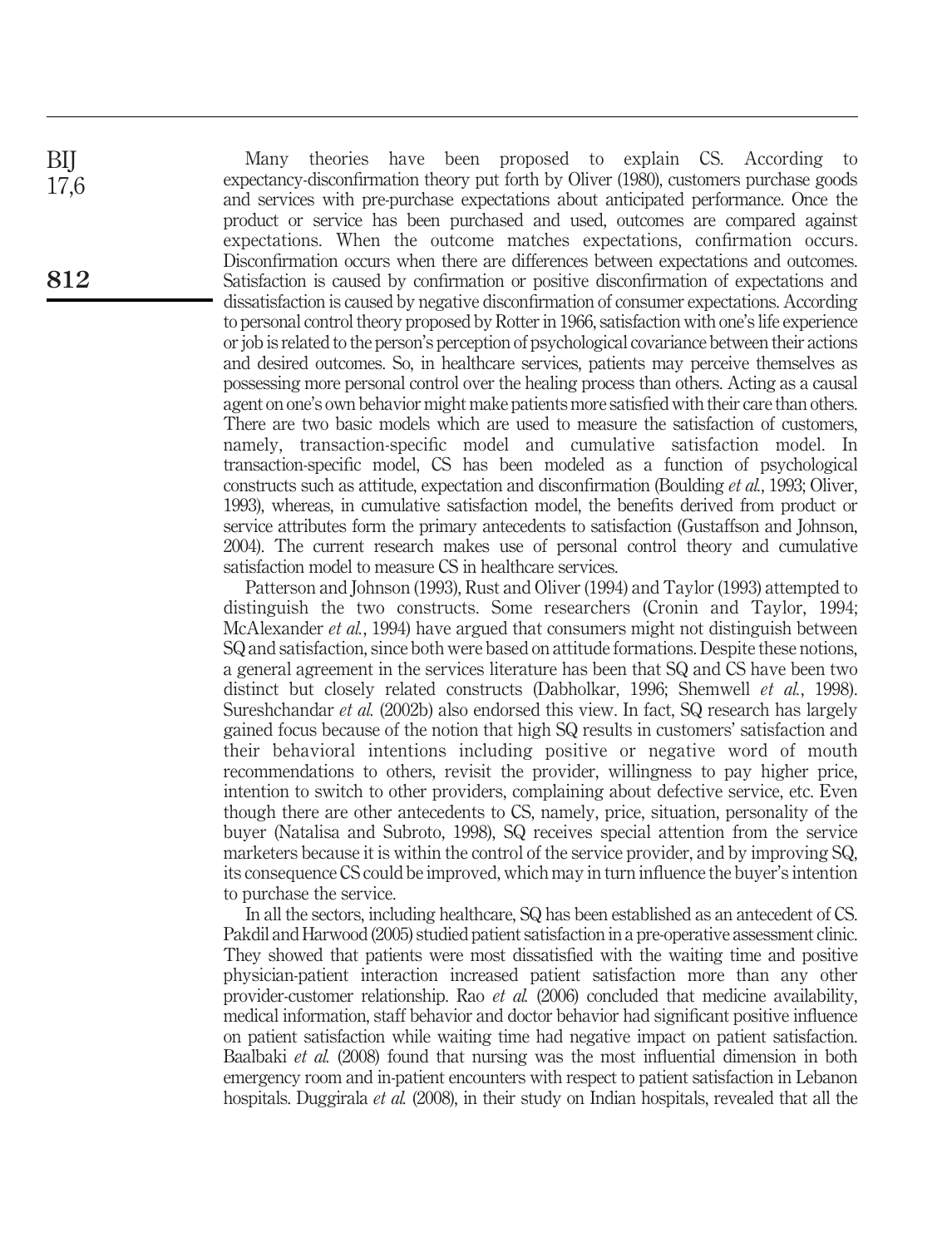Many theories have been proposed to explain CS. According to expectancy-disconfirmation theory put forth by Oliver (1980), customers purchase goods and services with pre-purchase expectations about anticipated performance. Once the product or service has been purchased and used, outcomes are compared against expectations. When the outcome matches expectations, confirmation occurs. Disconfirmation occurs when there are differences between expectations and outcomes. Satisfaction is caused by confirmation or positive disconfirmation of expectations and dissatisfaction is caused by negative disconfirmation of consumer expectations. According to personal control theory proposed by Rotter in 1966, satisfaction with one's life experience or job is related to the person's perception of psychological covariance between their actions and desired outcomes. So, in healthcare services, patients may perceive themselves as possessing more personal control over the healing process than others. Acting as a causal agent on one's own behavior might make patients more satisfied with their care than others. There are two basic models which are used to measure the satisfaction of customers, namely, transaction-specific model and cumulative satisfaction model. In transaction-specific model, CS has been modeled as a function of psychological constructs such as attitude, expectation and disconfirmation (Boulding *et al.*, 1993; Oliver, 1993), whereas, in cumulative satisfaction model, the benefits derived from product or service attributes form the primary antecedents to satisfaction (Gustaffson and Johnson, 2004). The current research makes use of personal control theory and cumulative satisfaction model to measure CS in healthcare services.

Patterson and Johnson (1993), Rust and Oliver (1994) and Taylor (1993) attempted to distinguish the two constructs. Some researchers (Cronin and Taylor, 1994; McAlexander *et al.*, 1994) have argued that consumers might not distinguish between SQ and satisfaction, since both were based on attitude formations. Despite these notions, a general agreement in the services literature has been that SQ and CS have been two distinct but closely related constructs (Dabholkar, 1996; Shemwell *et al.*, 1998). Sureshchandar *et al.* (2002b) also endorsed this view. In fact, SQ research has largely gained focus because of the notion that high SQ results in customers' satisfaction and their behavioral intentions including positive or negative word of mouth recommendations to others, revisit the provider, willingness to pay higher price, intention to switch to other providers, complaining about defective service, etc. Even though there are other antecedents to CS, namely, price, situation, personality of the buyer (Natalisa and Subroto, 1998), SQ receives special attention from the service marketers because it is within the control of the service provider, and by improving SQ, its consequence CS could be improved, which may in turn influence the buyer's intention to purchase the service.

In all the sectors, including healthcare, SQ has been established as an antecedent of CS. Pakdil and Harwood (2005) studied patient satisfaction in a pre-operative assessment clinic. They showed that patients were most dissatisfied with the waiting time and positive physician-patient interaction increased patient satisfaction more than any other provider-customer relationship. Rao *et al.* (2006) concluded that medicine availability, medical information, staff behavior and doctor behavior had significant positive influence on patient satisfaction while waiting time had negative impact on patient satisfaction. Baalbaki *et al.* (2008) found that nursing was the most influential dimension in both emergency room and in-patient encounters with respect to patient satisfaction in Lebanon hospitals. Duggirala *et al.* (2008), in their study on Indian hospitals, revealed that all the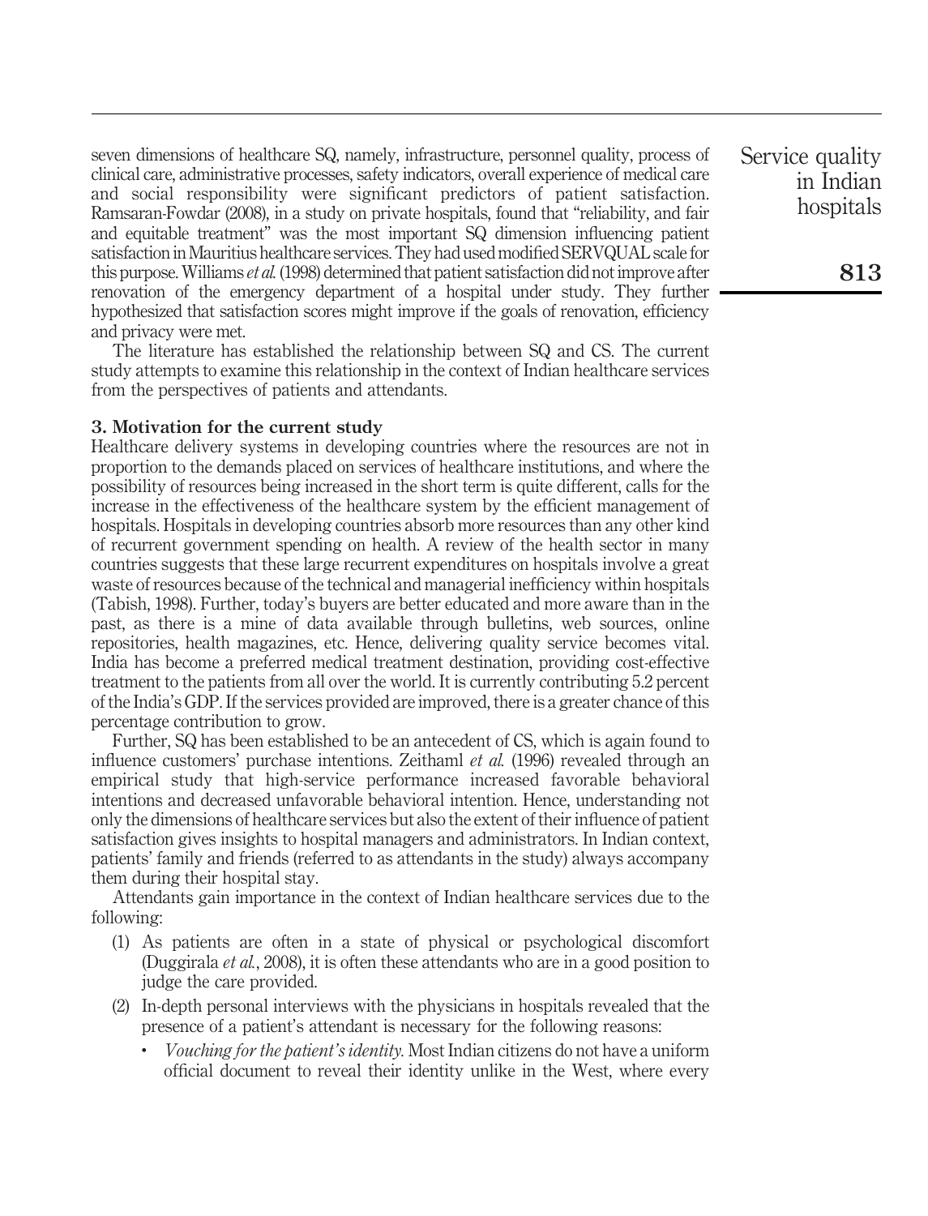seven dimensions of healthcare SQ, namely, infrastructure, personnel quality, process of clinical care, administrative processes, safety indicators, overall experience of medical care and social responsibility were significant predictors of patient satisfaction. Ramsaran-Fowdar (2008), in a study on private hospitals, found that "reliability, and fair and equitable treatment" was the most important SQ dimension influencing patient satisfaction in Mauritius healthcare services. They had used modified SERVQUAL scale for this purpose. Williams *et al.* (1998) determined that patient satisfaction did not improve after renovation of the emergency department of a hospital under study. They further hypothesized that satisfaction scores might improve if the goals of renovation, efficiency and privacy were met.

The literature has established the relationship between SQ and CS. The current study attempts to examine this relationship in the context of Indian healthcare services from the perspectives of patients and attendants.

## 3. Motivation for the current study

Healthcare delivery systems in developing countries where the resources are not in proportion to the demands placed on services of healthcare institutions, and where the possibility of resources being increased in the short term is quite different, calls for the increase in the effectiveness of the healthcare system by the efficient management of hospitals. Hospitals in developing countries absorb more resources than any other kind of recurrent government spending on health. A review of the health sector in many countries suggests that these large recurrent expenditures on hospitals involve a great waste of resources because of the technical and managerial inefficiency within hospitals (Tabish, 1998). Further, today's buyers are better educated and more aware than in the past, as there is a mine of data available through bulletins, web sources, online repositories, health magazines, etc. Hence, delivering quality service becomes vital. India has become a preferred medical treatment destination, providing cost-effective treatment to the patients from all over the world. It is currently contributing 5.2 percent of the India's GDP. If the services provided are improved, there is a greater chance of this percentage contribution to grow.

Further, SQ has been established to be an antecedent of CS, which is again found to influence customers' purchase intentions. Zeithaml *et al.* (1996) revealed through an empirical study that high-service performance increased favorable behavioral intentions and decreased unfavorable behavioral intention. Hence, understanding not only the dimensions of healthcare services but also the extent of their influence of patient satisfaction gives insights to hospital managers and administrators. In Indian context, patients' family and friends (referred to as attendants in the study) always accompany them during their hospital stay.

Attendants gain importance in the context of Indian healthcare services due to the following:

1. As patients are often in a state of physical or psychological discomfort (Duggirala *et al.*, 2008), it is often these attendants who are in a good position to judge the care provided.
2. In-depth personal interviews with the physicians in hospitals revealed that the presence of a patient's attendant is necessary for the following reasons:
   - *Vouching for the patient's identity.* Most Indian citizens do not have a uniform official document to reveal their identity unlike in the West, where every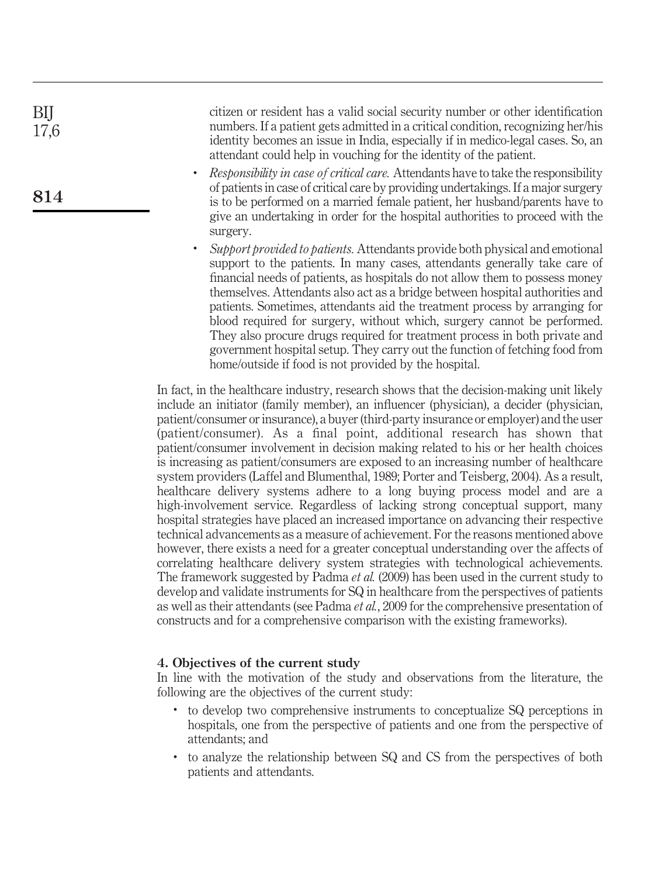citizen or resident has a valid social security number or other identification numbers. If a patient gets admitted in a critical condition, recognizing her/his identity becomes an issue in India, especially if in medico-legal cases. So, an attendant could help in vouching for the identity of the patient.

- *Responsibility in case of critical care.* Attendants have to take the responsibility of patients in case of critical care by providing undertakings. If a major surgery is to be performed on a married female patient, her husband/parents have to give an undertaking in order for the hospital authorities to proceed with the surgery.
- *Support provided to patients.* Attendants provide both physical and emotional support to the patients. In many cases, attendants generally take care of financial needs of patients, as hospitals do not allow them to possess money themselves. Attendants also act as a bridge between hospital authorities and patients. Sometimes, attendants aid the treatment process by arranging for blood required for surgery, without which, surgery cannot be performed. They also procure drugs required for treatment process in both private and government hospital setup. They carry out the function of fetching food from home/outside if food is not provided by the hospital.

In fact, in the healthcare industry, research shows that the decision-making unit likely include an initiator (family member), an influencer (physician), a decider (physician, patient/consumer or insurance), a buyer (third-party insurance or employer) and the user (patient/consumer). As a final point, additional research has shown that patient/consumer involvement in decision making related to his or her health choices is increasing as patient/consumers are exposed to an increasing number of healthcare system providers (Laffel and Blumenthal, 1989; Porter and Teisberg, 2004). As a result, healthcare delivery systems adhere to a long buying process model and are a high-involvement service. Regardless of lacking strong conceptual support, many hospital strategies have placed an increased importance on advancing their respective technical advancements as a measure of achievement. For the reasons mentioned above however, there exists a need for a greater conceptual understanding over the affects of correlating healthcare delivery system strategies with technological achievements. The framework suggested by Padma *et al.* (2009) has been used in the current study to develop and validate instruments for SQ in healthcare from the perspectives of patients as well as their attendants (see Padma *et al.*, 2009 for the comprehensive presentation of constructs and for a comprehensive comparison with the existing frameworks).

## 4. Objectives of the current study

In line with the motivation of the study and observations from the literature, the following are the objectives of the current study:

- to develop two comprehensive instruments to conceptualize SQ perceptions in hospitals, one from the perspective of patients and one from the perspective of attendants; and
- to analyze the relationship between SQ and CS from the perspectives of both patients and attendants.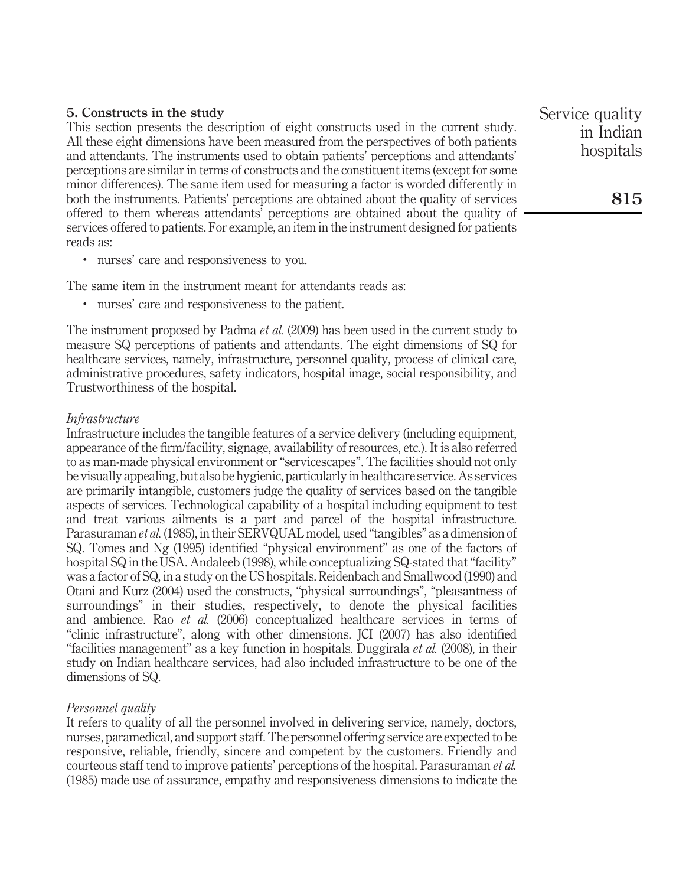## 5. Constructs in the study

This section presents the description of eight constructs used in the current study. All these eight dimensions have been measured from the perspectives of both patients and attendants. The instruments used to obtain patients' perceptions and attendants' perceptions are similar in terms of constructs and the constituent items (except for some minor differences). The same item used for measuring a factor is worded differently in both the instruments. Patients' perceptions are obtained about the quality of services offered to them whereas attendants' perceptions are obtained about the quality of services offered to patients. For example, an item in the instrument designed for patients reads as:

- nurses' care and responsiveness to you.

The same item in the instrument meant for attendants reads as:

- nurses' care and responsiveness to the patient.

The instrument proposed by Padma *et al.* (2009) has been used in the current study to measure SQ perceptions of patients and attendants. The eight dimensions of SQ for healthcare services, namely, infrastructure, personnel quality, process of clinical care, administrative procedures, safety indicators, hospital image, social responsibility, and Trustworthiness of the hospital.

### *Infrastructure*

Infrastructure includes the tangible features of a service delivery (including equipment, appearance of the firm/facility, signage, availability of resources, etc.). It is also referred to as man-made physical environment or "servicescapes". The facilities should not only be visually appealing, but also be hygienic, particularly in healthcare service. As services are primarily intangible, customers judge the quality of services based on the tangible aspects of services. Technological capability of a hospital including equipment to test and treat various ailments is a part and parcel of the hospital infrastructure. Parasuraman *et al.* (1985), in their SERVQUAL model, used "tangibles" as a dimension of SQ. Tomes and Ng (1995) identified "physical environment" as one of the factors of hospital SQ in the USA. Andaleeb (1998), while conceptualizing SQ-stated that "facility" was a factor of SQ, in a study on the US hospitals. Reidenbach and Smallwood (1990) and Otani and Kurz (2004) used the constructs, "physical surroundings", "pleasantness of surroundings" in their studies, respectively, to denote the physical facilities and ambience. Rao *et al.* (2006) conceptualized healthcare services in terms of "clinic infrastructure", along with other dimensions. JCI (2007) has also identified "facilities management" as a key function in hospitals. Duggirala *et al.* (2008), in their study on Indian healthcare services, had also included infrastructure to be one of the dimensions of SQ.

### *Personnel quality*

It refers to quality of all the personnel involved in delivering service, namely, doctors, nurses, paramedical, and support staff. The personnel offering service are expected to be responsive, reliable, friendly, sincere and competent by the customers. Friendly and courteous staff tend to improve patients' perceptions of the hospital. Parasuraman *et al.* (1985) made use of assurance, empathy and responsiveness dimensions to indicate the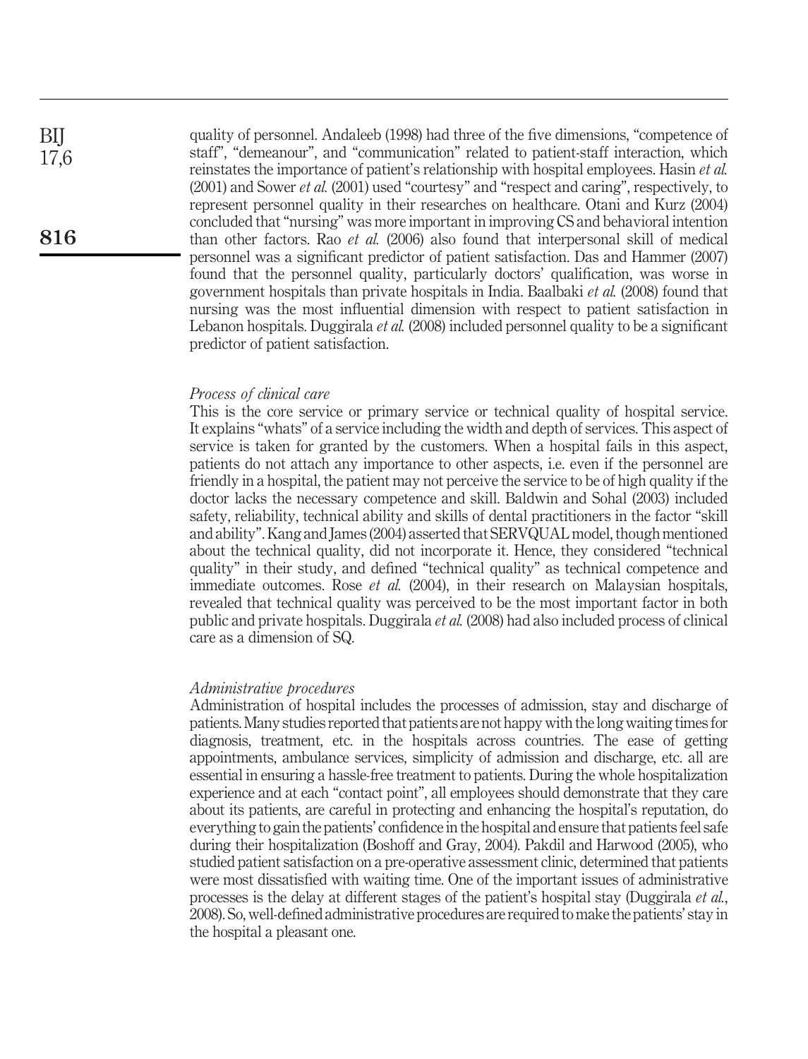quality of personnel. Andaleeb (1998) had three of the five dimensions, "competence of staff", "demeanour", and "communication" related to patient-staff interaction, which reinstates the importance of patient's relationship with hospital employees. Hasin *et al.* (2001) and Sower *et al.* (2001) used "courtesy" and "respect and caring", respectively, to represent personnel quality in their researches on healthcare. Otani and Kurz (2004) concluded that "nursing" was more important in improving CS and behavioral intention than other factors. Rao *et al.* (2006) also found that interpersonal skill of medical personnel was a significant predictor of patient satisfaction. Das and Hammer (2007) found that the personnel quality, particularly doctors' qualification, was worse in government hospitals than private hospitals in India. Baalbaki *et al.* (2008) found that nursing was the most influential dimension with respect to patient satisfaction in Lebanon hospitals. Duggirala *et al.* (2008) included personnel quality to be a significant predictor of patient satisfaction.

### *Process of clinical care*

This is the core service or primary service or technical quality of hospital service. It explains "whats" of a service including the width and depth of services. This aspect of service is taken for granted by the customers. When a hospital fails in this aspect, patients do not attach any importance to other aspects, i.e. even if the personnel are friendly in a hospital, the patient may not perceive the service to be of high quality if the doctor lacks the necessary competence and skill. Baldwin and Sohal (2003) included safety, reliability, technical ability and skills of dental practitioners in the factor "skill and ability". Kang and James (2004) asserted that SERVQUAL model, though mentioned about the technical quality, did not incorporate it. Hence, they considered "technical quality" in their study, and defined "technical quality" as technical competence and immediate outcomes. Rose *et al.* (2004), in their research on Malaysian hospitals, revealed that technical quality was perceived to be the most important factor in both public and private hospitals. Duggirala *et al.* (2008) had also included process of clinical care as a dimension of SQ.

### *Administrative procedures*

Administration of hospital includes the processes of admission, stay and discharge of patients. Many studies reported that patients are not happy with the long waiting times for diagnosis, treatment, etc. in the hospitals across countries. The ease of getting appointments, ambulance services, simplicity of admission and discharge, etc. all are essential in ensuring a hassle-free treatment to patients. During the whole hospitalization experience and at each "contact point", all employees should demonstrate that they care about its patients, are careful in protecting and enhancing the hospital's reputation, do everything to gain the patients' confidence in the hospital and ensure that patients feel safe during their hospitalization (Boshoff and Gray, 2004). Pakdil and Harwood (2005), who studied patient satisfaction on a pre-operative assessment clinic, determined that patients were most dissatisfied with waiting time. One of the important issues of administrative processes is the delay at different stages of the patient's hospital stay (Duggirala *et al.*, 2008). So, well-defined administrative procedures are required to make the patients' stay in the hospital a pleasant one.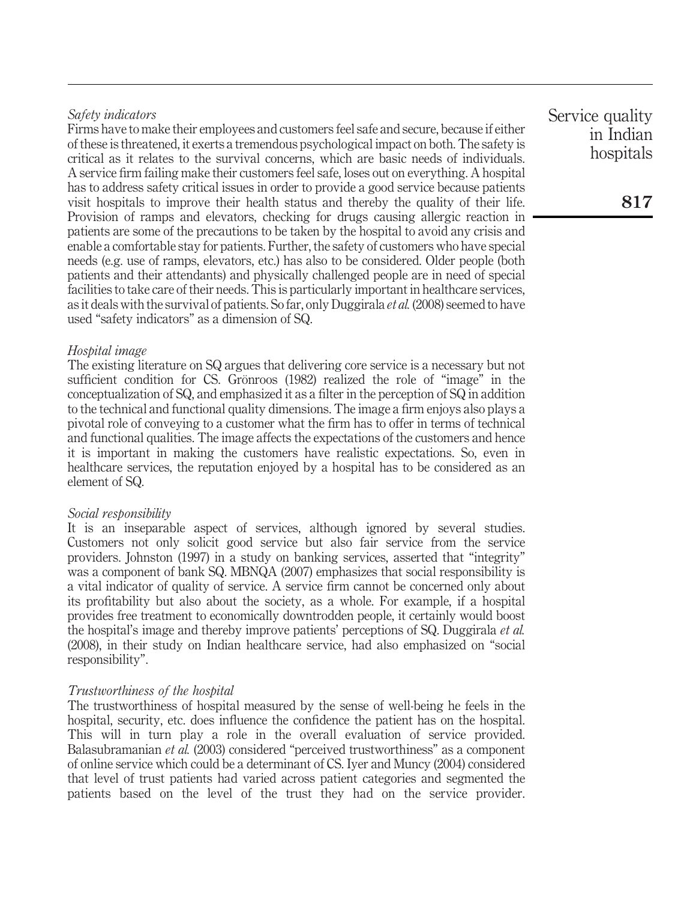### *Safety indicators*

Firms have to make their employees and customers feel safe and secure, because if either of these is threatened, it exerts a tremendous psychological impact on both. The safety is critical as it relates to the survival concerns, which are basic needs of individuals. A service firm failing make their customers feel safe, loses out on everything. A hospital has to address safety critical issues in order to provide a good service because patients visit hospitals to improve their health status and thereby the quality of their life. Provision of ramps and elevators, checking for drugs causing allergic reaction in patients are some of the precautions to be taken by the hospital to avoid any crisis and enable a comfortable stay for patients. Further, the safety of customers who have special needs (e.g. use of ramps, elevators, etc.) has also to be considered. Older people (both patients and their attendants) and physically challenged people are in need of special facilities to take care of their needs. This is particularly important in healthcare services, as it deals with the survival of patients. So far, only Duggirala *et al.* (2008) seemed to have used "safety indicators" as a dimension of SQ.

### *Hospital image*

The existing literature on SQ argues that delivering core service is a necessary but not sufficient condition for CS. Grönroos (1982) realized the role of "image" in the conceptualization of SQ, and emphasized it as a filter in the perception of SQ in addition to the technical and functional quality dimensions. The image a firm enjoys also plays a pivotal role of conveying to a customer what the firm has to offer in terms of technical and functional qualities. The image affects the expectations of the customers and hence it is important in making the customers have realistic expectations. So, even in healthcare services, the reputation enjoyed by a hospital has to be considered as an element of SQ.

### *Social responsibility*

It is an inseparable aspect of services, although ignored by several studies. Customers not only solicit good service but also fair service from the service providers. Johnston (1997) in a study on banking services, asserted that "integrity" was a component of bank SQ. MBNQA (2007) emphasizes that social responsibility is a vital indicator of quality of service. A service firm cannot be concerned only about its profitability but also about the society, as a whole. For example, if a hospital provides free treatment to economically downtrodden people, it certainly would boost the hospital's image and thereby improve patients' perceptions of SQ. Duggirala *et al.* (2008), in their study on Indian healthcare service, had also emphasized on "social responsibility".

### *Trustworthiness of the hospital*

The trustworthiness of hospital measured by the sense of well-being he feels in the hospital, security, etc. does influence the confidence the patient has on the hospital. This will in turn play a role in the overall evaluation of service provided. Balasubramanian *et al.* (2003) considered "perceived trustworthiness" as a component of online service which could be a determinant of CS. Iyer and Muncy (2004) considered that level of trust patients had varied across patient categories and segmented the patients based on the level of the trust they had on the service provider.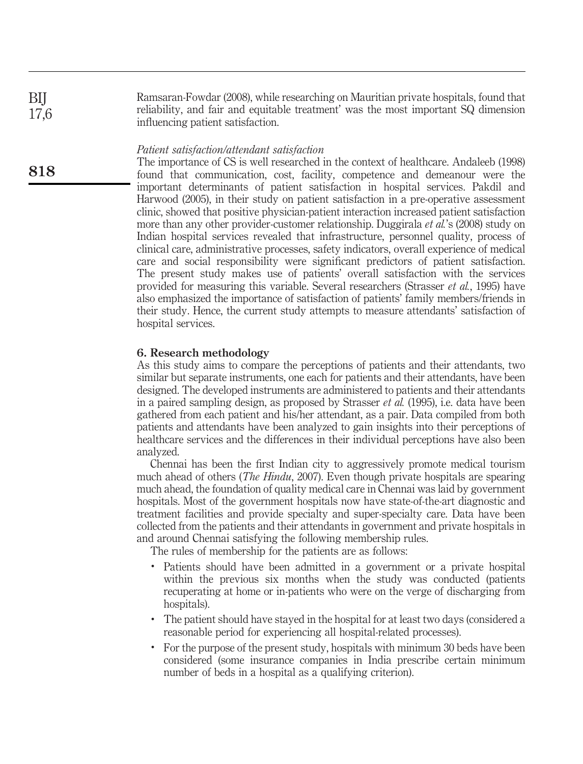Ramsaran-Fowdar (2008), while researching on Mauritian private hospitals, found that reliability, and fair and equitable treatment' was the most important SQ dimension influencing patient satisfaction.

*Patient satisfaction/attendant satisfaction*

The importance of CS is well researched in the context of healthcare. Andaleeb (1998) found that communication, cost, facility, competence and demeanour were the important determinants of patient satisfaction in hospital services. Pakdil and Harwood (2005), in their study on patient satisfaction in a pre-operative assessment clinic, showed that positive physician-patient interaction increased patient satisfaction more than any other provider-customer relationship. Duggirala *et al.*'s (2008) study on Indian hospital services revealed that infrastructure, personnel quality, process of clinical care, administrative processes, safety indicators, overall experience of medical care and social responsibility were significant predictors of patient satisfaction. The present study makes use of patients' overall satisfaction with the services provided for measuring this variable. Several researchers (Strasser *et al.*, 1995) have also emphasized the importance of satisfaction of patients' family members/friends in their study. Hence, the current study attempts to measure attendants' satisfaction of hospital services.

## 6. Research methodology

As this study aims to compare the perceptions of patients and their attendants, two similar but separate instruments, one each for patients and their attendants, have been designed. The developed instruments are administered to patients and their attendants in a paired sampling design, as proposed by Strasser *et al.* (1995), i.e. data have been gathered from each patient and his/her attendant, as a pair. Data compiled from both patients and attendants have been analyzed to gain insights into their perceptions of healthcare services and the differences in their individual perceptions have also been analyzed.

Chennai has been the first Indian city to aggressively promote medical tourism much ahead of others (*The Hindu*, 2007). Even though private hospitals are spearing much ahead, the foundation of quality medical care in Chennai was laid by government hospitals. Most of the government hospitals now have state-of-the-art diagnostic and treatment facilities and provide specialty and super-specialty care. Data have been collected from the patients and their attendants in government and private hospitals in and around Chennai satisfying the following membership rules.

The rules of membership for the patients are as follows:

- Patients should have been admitted in a government or a private hospital within the previous six months when the study was conducted (patients recuperating at home or in-patients who were on the verge of discharging from hospitals).
- The patient should have stayed in the hospital for at least two days (considered a reasonable period for experiencing all hospital-related processes).
- For the purpose of the present study, hospitals with minimum 30 beds have been considered (some insurance companies in India prescribe certain minimum number of beds in a hospital as a qualifying criterion).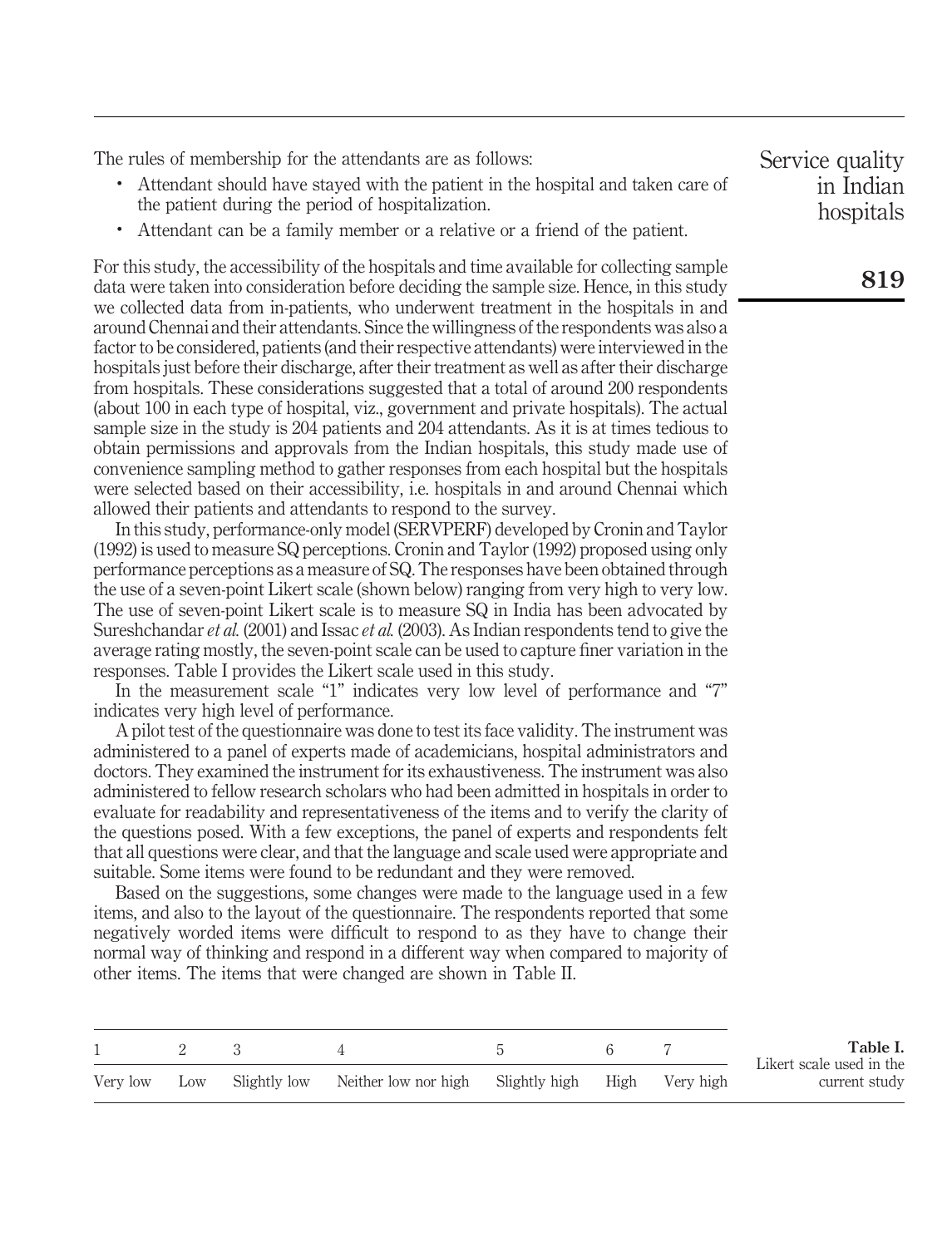The rules of membership for the attendants are as follows:

- Attendant should have stayed with the patient in the hospital and taken care of the patient during the period of hospitalization.
- Attendant can be a family member or a relative or a friend of the patient.

For this study, the accessibility of the hospitals and time available for collecting sample data were taken into consideration before deciding the sample size. Hence, in this study we collected data from in-patients, who underwent treatment in the hospitals in and around Chennai and their attendants. Since the willingness of the respondents was also a factor to be considered, patients (and their respective attendants) were interviewed in the hospitals just before their discharge, after their treatment as well as after their discharge from hospitals. These considerations suggested that a total of around 200 respondents (about 100 in each type of hospital, viz., government and private hospitals). The actual sample size in the study is 204 patients and 204 attendants. As it is at times tedious to obtain permissions and approvals from the Indian hospitals, this study made use of convenience sampling method to gather responses from each hospital but the hospitals were selected based on their accessibility, i.e. hospitals in and around Chennai which allowed their patients and attendants to respond to the survey.

In this study, performance-only model (SERVPERF) developed by Cronin and Taylor (1992) is used to measure SQ perceptions. Cronin and Taylor (1992) proposed using only performance perceptions as a measure of SQ. The responses have been obtained through the use of a seven-point Likert scale (shown below) ranging from very high to very low. The use of seven-point Likert scale is to measure SQ in India has been advocated by Sureshchandar *et al.* (2001) and Issac *et al.* (2003). As Indian respondents tend to give the average rating mostly, the seven-point scale can be used to capture finer variation in the responses. Table I provides the Likert scale used in this study.

In the measurement scale "1" indicates very low level of performance and "7" indicates very high level of performance.

A pilot test of the questionnaire was done to test its face validity. The instrument was administered to a panel of experts made of academicians, hospital administrators and doctors. They examined the instrument for its exhaustiveness. The instrument was also administered to fellow research scholars who had been admitted in hospitals in order to evaluate for readability and representativeness of the items and to verify the clarity of the questions posed. With a few exceptions, the panel of experts and respondents felt that all questions were clear, and that the language and scale used were appropriate and suitable. Some items were found to be redundant and they were removed.

Based on the suggestions, some changes were made to the language used in a few items, and also to the layout of the questionnaire. The respondents reported that some negatively worded items were difficult to respond to as they have to change their normal way of thinking and respond in a different way when compared to majority of other items. The items that were changed are shown in Table II.

| 1 | 2 | 3 | 4 | 5 | 6 | 7 |
|---|---|---|---|---|---|---|
| Very low | Low | Slightly low | Neither low nor high | Slightly high | High | Very high |

**Table I.** Likert scale used in the current study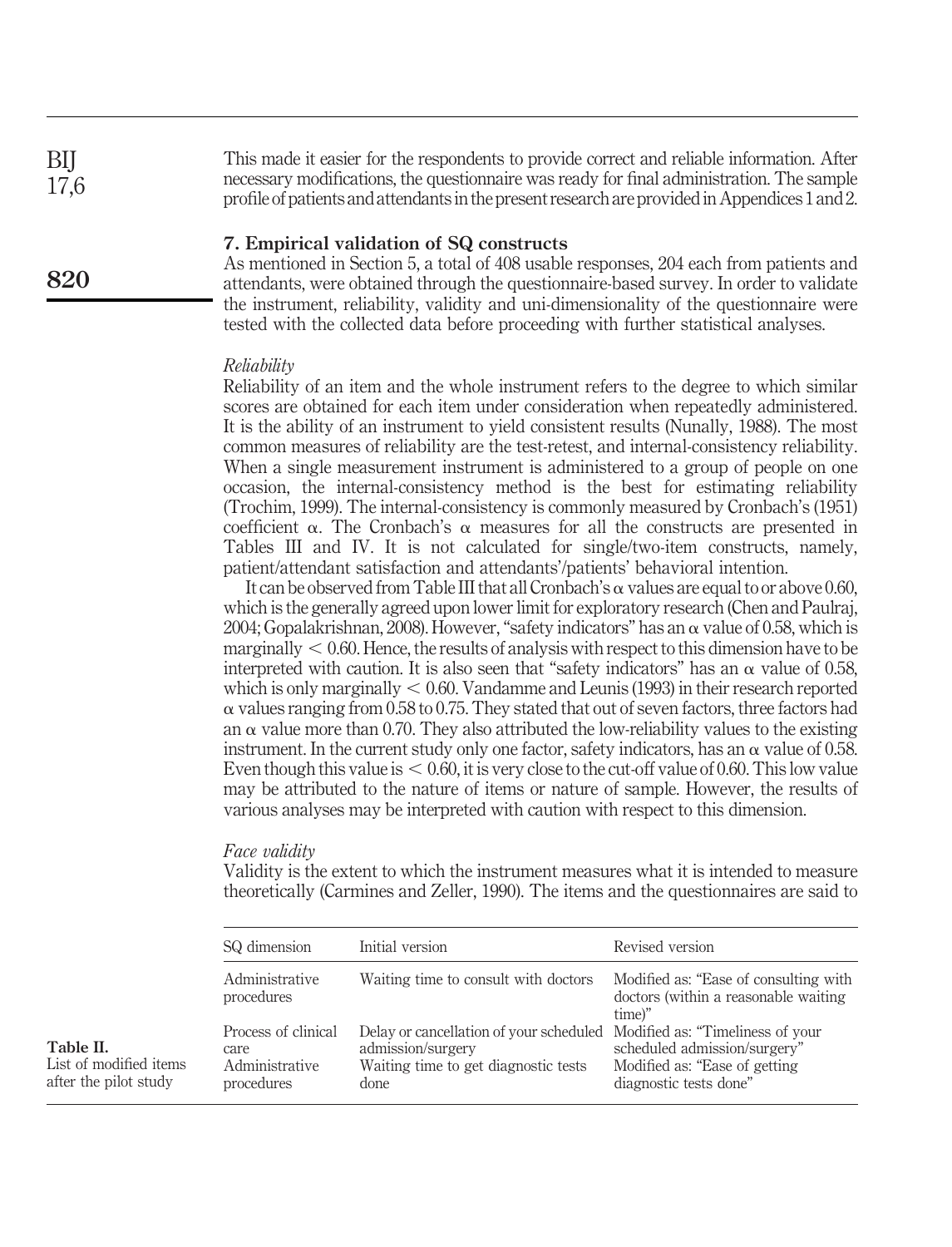This made it easier for the respondents to provide correct and reliable information. After necessary modifications, the questionnaire was ready for final administration. The sample profile of patients and attendants in the present research are provided in Appendices 1 and 2.

## 7. Empirical validation of SQ constructs

As mentioned in Section 5, a total of 408 usable responses, 204 each from patients and attendants, were obtained through the questionnaire-based survey. In order to validate the instrument, reliability, validity and uni-dimensionality of the questionnaire were tested with the collected data before proceeding with further statistical analyses.

### *Reliability*

Reliability of an item and the whole instrument refers to the degree to which similar scores are obtained for each item under consideration when repeatedly administered. It is the ability of an instrument to yield consistent results (Nunally, 1988). The most common measures of reliability are the test-retest, and internal-consistency reliability. When a single measurement instrument is administered to a group of people on one occasion, the internal-consistency method is the best for estimating reliability (Trochim, 1999). The internal-consistency is commonly measured by Cronbach's (1951) coefficient $\alpha$. The Cronbach's $\alpha$ measures for all the constructs are presented in Tables III and IV. It is not calculated for single/two-item constructs, namely, patient/attendant satisfaction and attendants'/patients' behavioral intention.

It can be observed from Table III that all Cronbach's $\alpha$ values are equal to or above 0.60, which is the generally agreed upon lower limit for exploratory research (Chen and Paulraj, 2004; Gopalakrishnan, 2008). However, "safety indicators" has an $\alpha$ value of 0.58, which is marginally $< 0.60$. Hence, the results of analysis with respect to this dimension have to be interpreted with caution. It is also seen that "safety indicators" has an $\alpha$ value of 0.58, which is only marginally $< 0.60$. Vandamme and Leunis (1993) in their research reported $\alpha$ values ranging from 0.58 to 0.75. They stated that out of seven factors, three factors had an $\alpha$ value more than 0.70. They also attributed the low-reliability values to the existing instrument. In the current study only one factor, safety indicators, has an $\alpha$ value of 0.58. Even though this value is $< 0.60$, it is very close to the cut-off value of 0.60. This low value may be attributed to the nature of items or nature of sample. However, the results of various analyses may be interpreted with caution with respect to this dimension.

### *Face validity*

Validity is the extent to which the instrument measures what it is intended to measure theoretically (Carmines and Zeller, 1990). The items and the questionnaires are said to

**Table II.** List of modified items after the pilot study

| SQ dimension | Initial version | Revised version |
|---|---|---|
| Administrative procedures | Waiting time to consult with doctors | Modified as: "Ease of consulting with doctors (within a reasonable waiting time)" |
| Process of clinical care | Delay or cancellation of your scheduled admission/surgery | Modified as: "Timeliness of your scheduled admission/surgery" |
| Administrative procedures | Waiting time to get diagnostic tests done | Modified as: "Ease of getting diagnostic tests done" |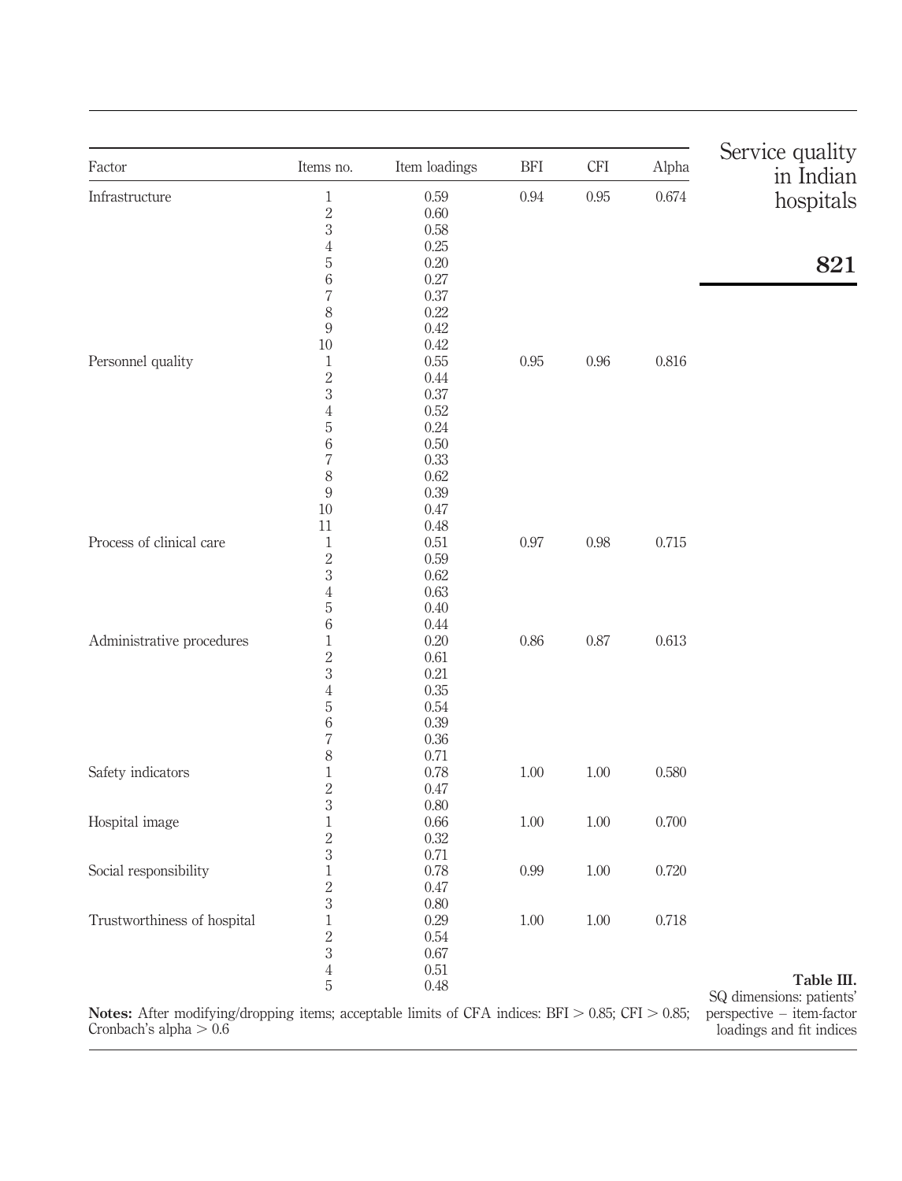| Factor | Items no. | Item loadings | BFI | CFI | Alpha |
|---|---|---|---|---|---|
| Infrastructure | 1 | 0.59 | 0.94 | 0.95 | 0.674 |
| | 2 | 0.60 | | | |
| | 3 | 0.58 | | | |
| | 4 | 0.25 | | | |
| | 5 | 0.20 | | | |
| | 6 | 0.27 | | | |
| | 7 | 0.37 | | | |
| | 8 | 0.22 | | | |
| | 9 | 0.42 | | | |
| | 10 | 0.42 | | | |
| Personnel quality | 1 | 0.55 | 0.95 | 0.96 | 0.816 |
| | 2 | 0.44 | | | |
| | 3 | 0.37 | | | |
| | 4 | 0.52 | | | |
| | 5 | 0.24 | | | |
| | 6 | 0.50 | | | |
| | 7 | 0.33 | | | |
| | 8 | 0.62 | | | |
| | 9 | 0.39 | | | |
| | 10 | 0.47 | | | |
| | 11 | 0.48 | | | |
| Process of clinical care | 1 | 0.51 | 0.97 | 0.98 | 0.715 |
| | 2 | 0.59 | | | |
| | 3 | 0.62 | | | |
| | 4 | 0.63 | | | |
| | 5 | 0.40 | | | |
| | 6 | 0.44 | | | |
| Administrative procedures | 1 | 0.20 | 0.86 | 0.87 | 0.613 |
| | 2 | 0.61 | | | |
| | 3 | 0.21 | | | |
| | 4 | 0.35 | | | |
| | 5 | 0.54 | | | |
| | 6 | 0.39 | | | |
| | 7 | 0.36 | | | |
| | 8 | 0.71 | | | |
| Safety indicators | 1 | 0.78 | 1.00 | 1.00 | 0.580 |
| | 2 | 0.47 | | | |
| | 3 | 0.80 | | | |
| Hospital image | 1 | 0.66 | 1.00 | 1.00 | 0.700 |
| | 2 | 0.32 | | | |
| | 3 | 0.71 | | | |
| Social responsibility | 1 | 0.78 | 0.99 | 1.00 | 0.720 |
| | 2 | 0.47 | | | |
| | 3 | 0.80 | | | |
| Trustworthiness of hospital | 1 | 0.29 | 1.00 | 1.00 | 0.718 |
| | 2 | 0.54 | | | |
| | 3 | 0.67 | | | |
| | 4 | 0.51 | | | |
| | 5 | 0.48 | | | |

**Notes:** After modifying/dropping items; acceptable limits of CFA indices: BFI $> 0.85$; CFI $> 0.85$; Cronbach's alpha $> 0.6$

**Table III.** SQ dimensions: patients' perspective – item-factor loadings and fit indices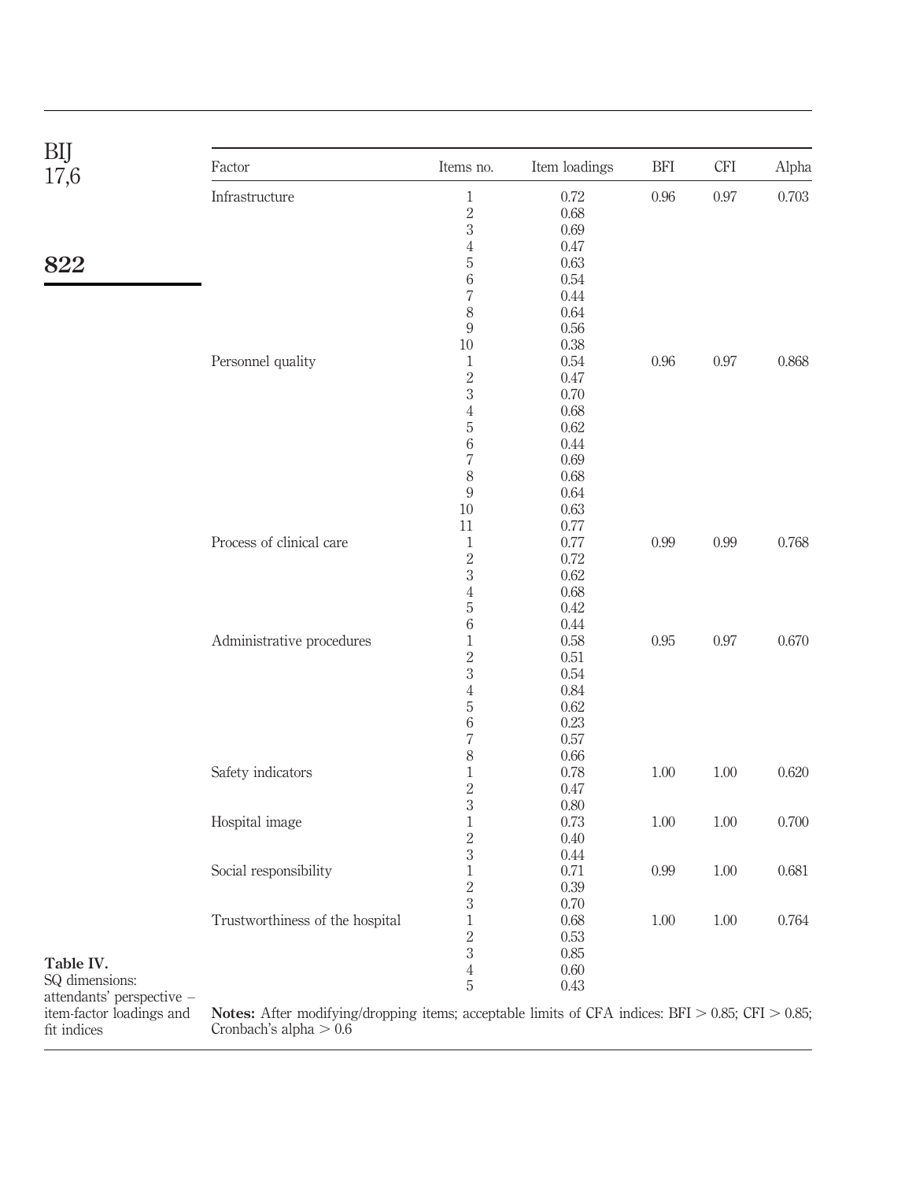**Table IV.** SQ dimensions: attendants' perspective – item-factor loadings and fit indices

| Factor | Items no. | Item loadings | BFI | CFI | Alpha |
|---|---|---|---|---|---|
| Infrastructure | 1 | 0.72 | 0.96 | 0.97 | 0.703 |
| | 2 | 0.68 | | | |
| | 3 | 0.69 | | | |
| | 4 | 0.47 | | | |
| | 5 | 0.63 | | | |
| | 6 | 0.54 | | | |
| | 7 | 0.44 | | | |
| | 8 | 0.64 | | | |
| | 9 | 0.56 | | | |
| | 10 | 0.38 | | | |
| Personnel quality | 1 | 0.54 | 0.96 | 0.97 | 0.868 |
| | 2 | 0.47 | | | |
| | 3 | 0.70 | | | |
| | 4 | 0.68 | | | |
| | 5 | 0.62 | | | |
| | 6 | 0.44 | | | |
| | 7 | 0.69 | | | |
| | 8 | 0.68 | | | |
| | 9 | 0.64 | | | |
| | 10 | 0.63 | | | |
| | 11 | 0.77 | | | |
| Process of clinical care | 1 | 0.77 | 0.99 | 0.99 | 0.768 |
| | 2 | 0.72 | | | |
| | 3 | 0.62 | | | |
| | 4 | 0.68 | | | |
| | 5 | 0.42 | | | |
| | 6 | 0.44 | | | |
| Administrative procedures | 1 | 0.58 | 0.95 | 0.97 | 0.670 |
| | 2 | 0.51 | | | |
| | 3 | 0.54 | | | |
| | 4 | 0.84 | | | |
| | 5 | 0.62 | | | |
| | 6 | 0.23 | | | |
| | 7 | 0.57 | | | |
| | 8 | 0.66 | | | |
| Safety indicators | 1 | 0.78 | 1.00 | 1.00 | 0.620 |
| | 2 | 0.47 | | | |
| | 3 | 0.80 | | | |
| Hospital image | 1 | 0.73 | 1.00 | 1.00 | 0.700 |
| | 2 | 0.40 | | | |
| | 3 | 0.44 | | | |
| Social responsibility | 1 | 0.71 | 0.99 | 1.00 | 0.681 |
| | 2 | 0.39 | | | |
| | 3 | 0.70 | | | |
| Trustworthiness of the hospital | 1 | 0.68 | 1.00 | 1.00 | 0.764 |
| | 2 | 0.53 | | | |
| | 3 | 0.85 | | | |
| | 4 | 0.60 | | | |
| | 5 | 0.43 | | | |

**Notes:** After modifying/dropping items; acceptable limits of CFA indices: BFI $> 0.85$; CFI $> 0.85$; Cronbach's alpha $> 0.6$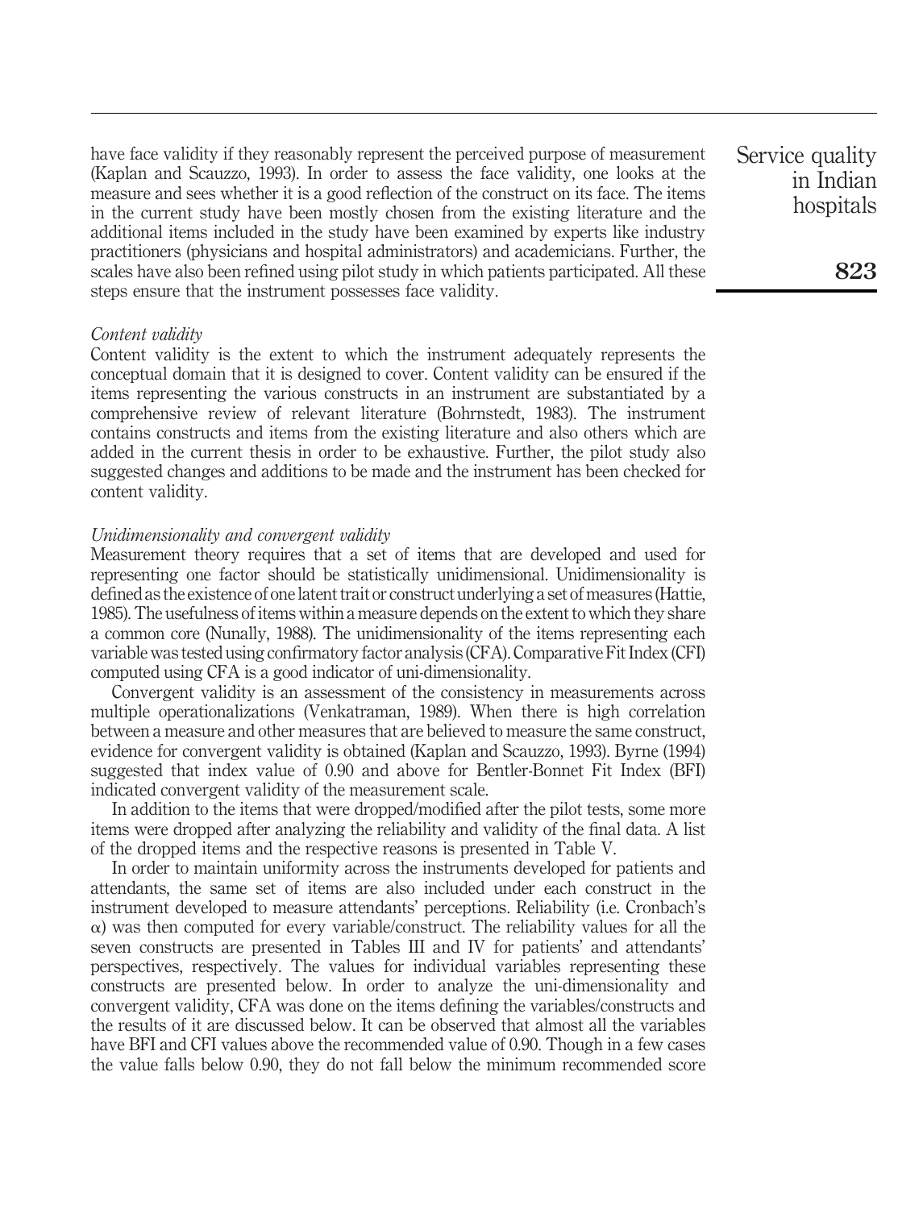have face validity if they reasonably represent the perceived purpose of measurement (Kaplan and Scauzzo, 1993). In order to assess the face validity, one looks at the measure and sees whether it is a good reflection of the construct on its face. The items in the current study have been mostly chosen from the existing literature and the additional items included in the study have been examined by experts like industry practitioners (physicians and hospital administrators) and academicians. Further, the scales have also been refined using pilot study in which patients participated. All these steps ensure that the instrument possesses face validity.

*Content validity*

Content validity is the extent to which the instrument adequately represents the conceptual domain that it is designed to cover. Content validity can be ensured if the items representing the various constructs in an instrument are substantiated by a comprehensive review of relevant literature (Bohrnstedt, 1983). The instrument contains constructs and items from the existing literature and also others which are added in the current thesis in order to be exhaustive. Further, the pilot study also suggested changes and additions to be made and the instrument has been checked for content validity.

*Unidimensionality and convergent validity*

Measurement theory requires that a set of items that are developed and used for representing one factor should be statistically unidimensional. Unidimensionality is defined as the existence of one latent trait or construct underlying a set of measures (Hattie, 1985). The usefulness of items within a measure depends on the extent to which they share a common core (Nunally, 1988). The unidimensionality of the items representing each variable was tested using confirmatory factor analysis (CFA). Comparative Fit Index (CFI) computed using CFA is a good indicator of uni-dimensionality.

Convergent validity is an assessment of the consistency in measurements across multiple operationalizations (Venkatraman, 1989). When there is high correlation between a measure and other measures that are believed to measure the same construct, evidence for convergent validity is obtained (Kaplan and Scauzzo, 1993). Byrne (1994) suggested that index value of 0.90 and above for Bentler-Bonnet Fit Index (BFI) indicated convergent validity of the measurement scale.

In addition to the items that were dropped/modified after the pilot tests, some more items were dropped after analyzing the reliability and validity of the final data. A list of the dropped items and the respective reasons is presented in Table V.

In order to maintain uniformity across the instruments developed for patients and attendants, the same set of items are also included under each construct in the instrument developed to measure attendants' perceptions. Reliability (i.e. Cronbach's $\alpha$) was then computed for every variable/construct. The reliability values for all the seven constructs are presented in Tables III and IV for patients' and attendants' perspectives, respectively. The values for individual variables representing these constructs are presented below. In order to analyze the uni-dimensionality and convergent validity, CFA was done on the items defining the variables/constructs and the results of it are discussed below. It can be observed that almost all the variables have BFI and CFI values above the recommended value of 0.90. Though in a few cases the value falls below 0.90, they do not fall below the minimum recommended score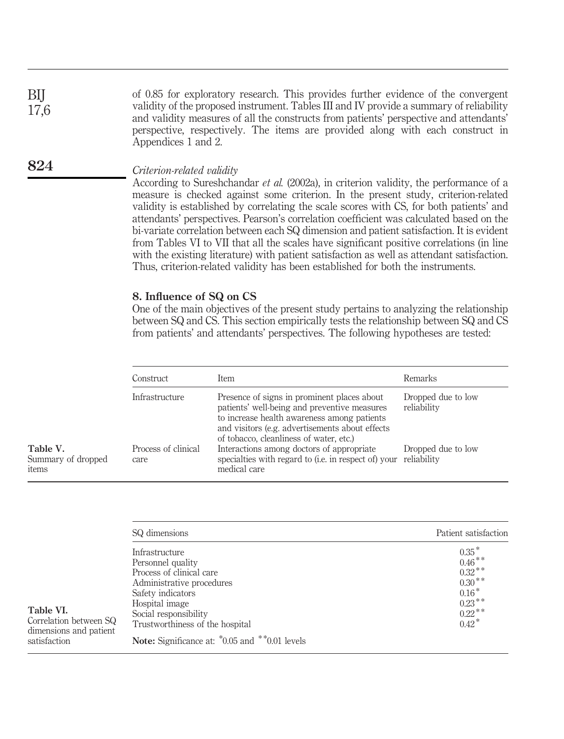of 0.85 for exploratory research. This provides further evidence of the convergent validity of the proposed instrument. Tables III and IV provide a summary of reliability and validity measures of all the constructs from patients' perspective and attendants' perspective, respectively. The items are provided along with each construct in Appendices 1 and 2.

*Criterion-related validity*

According to Sureshchandar *et al.* (2002a), in criterion validity, the performance of a measure is checked against some criterion. In the present study, criterion-related validity is established by correlating the scale scores with CS, for both patients' and attendants' perspectives. Pearson's correlation coefficient was calculated based on the bi-variate correlation between each SQ dimension and patient satisfaction. It is evident from Tables VI to VII that all the scales have significant positive correlations (in line with the existing literature) with patient satisfaction as well as attendant satisfaction. Thus, criterion-related validity has been established for both the instruments.

## 8. Influence of SQ on CS

One of the main objectives of the present study pertains to analyzing the relationship between SQ and CS. This section empirically tests the relationship between SQ and CS from patients' and attendants' perspectives. The following hypotheses are tested:

**Table V.** Summary of dropped items

| Construct | Item | Remarks |
|---|---|---|
| Infrastructure | Presence of signs in prominent places about patients' well-being and preventive measures to increase health awareness among patients and visitors (e.g. advertisements about effects of tobacco, cleanliness of water, etc.) | Dropped due to low reliability |
| Process of clinical care | Interactions among doctors of appropriate specialties with regard to (i.e. in respect of) your medical care | Dropped due to low reliability |

**Table VI.** Correlation between SQ dimensions and patient satisfaction

| SQ dimensions | Patient satisfaction |
|---|---|
| Infrastructure | 0.35* |
| Personnel quality | 0.46** |
| Process of clinical care | 0.32** |
| Administrative procedures | 0.30** |
| Safety indicators | 0.16* |
| Hospital image | 0.23** |
| Social responsibility | 0.22** |
| Trustworthiness of the hospital | 0.42* |

**Note:** Significance at: *0.05 and **0.01 levels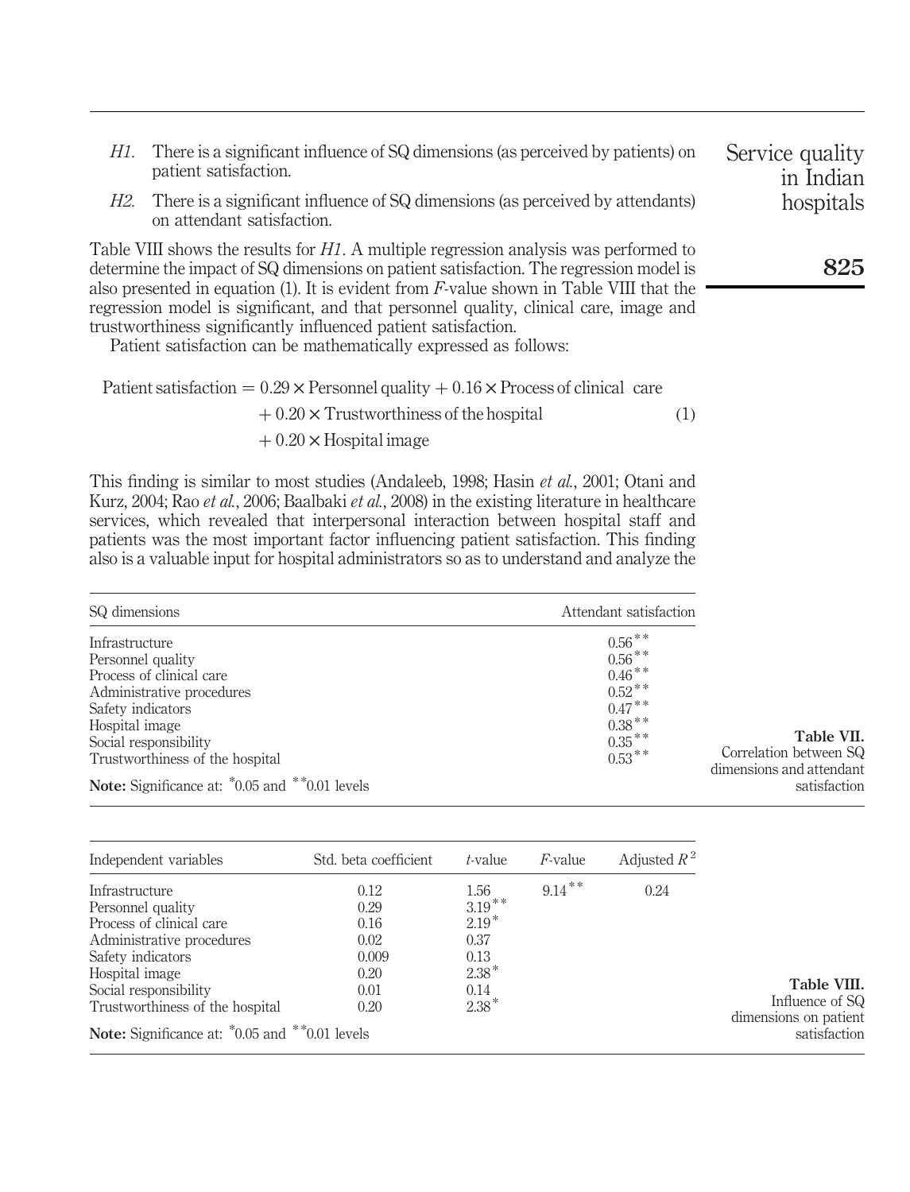*H1*. There is a significant influence of SQ dimensions (as perceived by patients) on patient satisfaction.

*H2*. There is a significant influence of SQ dimensions (as perceived by attendants) on attendant satisfaction.

Table VIII shows the results for *H1*. A multiple regression analysis was performed to determine the impact of SQ dimensions on patient satisfaction. The regression model is also presented in equation (1). It is evident from *F*-value shown in Table VIII that the regression model is significant, and that personnel quality, clinical care, image and trustworthiness significantly influenced patient satisfaction.

Patient satisfaction can be mathematically expressed as follows:

$$\begin{aligned}\text{Patient satisfaction} = {} & 0.29 \times \text{Personnel quality} + 0.16 \times \text{Process of clinical care} \\ & + 0.20 \times \text{Trustworthiness of the hospital} \\ & + 0.20 \times \text{Hospital image}\end{aligned} \quad (1)$$

This finding is similar to most studies (Andaleeb, 1998; Hasin *et al.*, 2001; Otani and Kurz, 2004; Rao *et al.*, 2006; Baalbaki *et al.*, 2008) in the existing literature in healthcare services, which revealed that interpersonal interaction between hospital staff and patients was the most important factor influencing patient satisfaction. This finding also is a valuable input for hospital administrators so as to understand and analyze the

| SQ dimensions | Attendant satisfaction |
|---|---|
| Infrastructure | 0.56** |
| Personnel quality | 0.56** |
| Process of clinical care | 0.46** |
| Administrative procedures | 0.52** |
| Safety indicators | 0.47** |
| Hospital image | 0.38** |
| Social responsibility | 0.35** |
| Trustworthiness of the hospital | 0.53** |

**Note:** Significance at: *0.05 and **0.01 levels

**Table VII.** Correlation between SQ dimensions and attendant satisfaction

| Independent variables | Std. beta coefficient | *t*-value | *F*-value | Adjusted $R^2$ |
|---|---|---|---|---|
| Infrastructure | 0.12 | 1.56 | 9.14** | 0.24 |
| Personnel quality | 0.29 | 3.19** | | |
| Process of clinical care | 0.16 | 2.19* | | |
| Administrative procedures | 0.02 | 0.37 | | |
| Safety indicators | 0.009 | 0.13 | | |
| Hospital image | 0.20 | 2.38* | | |
| Social responsibility | 0.01 | 0.14 | | |
| Trustworthiness of the hospital | 0.20 | 2.38* | | |

**Note:** Significance at: *0.05 and **0.01 levels

**Table VIII.** Influence of SQ dimensions on patient satisfaction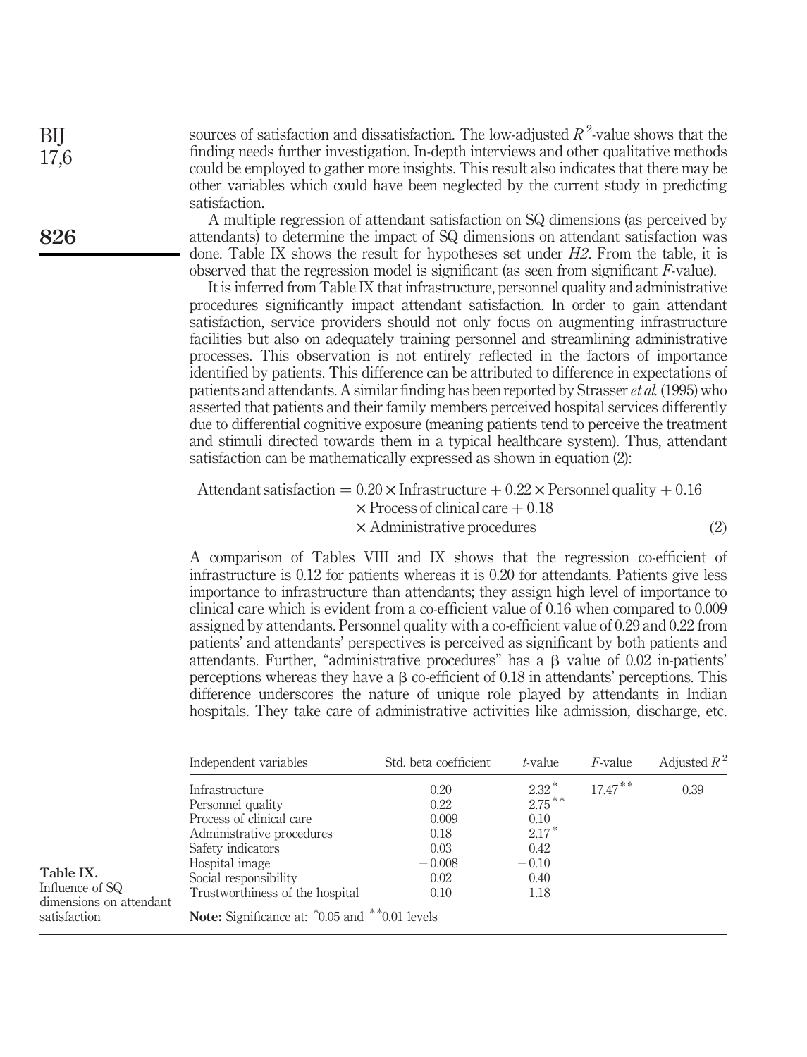sources of satisfaction and dissatisfaction. The low-adjusted $R^2$-value shows that the finding needs further investigation. In-depth interviews and other qualitative methods could be employed to gather more insights. This result also indicates that there may be other variables which could have been neglected by the current study in predicting satisfaction.

A multiple regression of attendant satisfaction on SQ dimensions (as perceived by attendants) to determine the impact of SQ dimensions on attendant satisfaction was done. Table IX shows the result for hypotheses set under *H2*. From the table, it is observed that the regression model is significant (as seen from significant *F*-value).

It is inferred from Table IX that infrastructure, personnel quality and administrative procedures significantly impact attendant satisfaction. In order to gain attendant satisfaction, service providers should not only focus on augmenting infrastructure facilities but also on adequately training personnel and streamlining administrative processes. This observation is not entirely reflected in the factors of importance identified by patients. This difference can be attributed to difference in expectations of patients and attendants. A similar finding has been reported by Strasser *et al.* (1995) who asserted that patients and their family members perceived hospital services differently due to differential cognitive exposure (meaning patients tend to perceive the treatment and stimuli directed towards them in a typical healthcare system). Thus, attendant satisfaction can be mathematically expressed as shown in equation (2):

$$\begin{aligned}\text{Attendant satisfaction} = {} & 0.20 \times \text{Infrastructure} + 0.22 \times \text{Personnel quality} + 0.16 \\ & \times \text{Process of clinical care} + 0.18 \\ & \times \text{Administrative procedures}\end{aligned} \tag{2}$$

A comparison of Tables VIII and IX shows that the regression co-efficient of infrastructure is 0.12 for patients whereas it is 0.20 for attendants. Patients give less importance to infrastructure than attendants; they assign high level of importance to clinical care which is evident from a co-efficient value of 0.16 when compared to 0.009 assigned by attendants. Personnel quality with a co-efficient value of 0.29 and 0.22 from patients' and attendants' perspectives is perceived as significant by both patients and attendants. Further, "administrative procedures" has a $\beta$ value of 0.02 in-patients' perceptions whereas they have a $\beta$ co-efficient of 0.18 in attendants' perceptions. This difference underscores the nature of unique role played by attendants in Indian hospitals. They take care of administrative activities like admission, discharge, etc.

| Independent variables | Std. beta coefficient | *t*-value | *F*-value | Adjusted $R^2$ |
|---|---|---|---|---|
| Infrastructure | 0.20 | $2.32^{*}$ | $17.47^{**}$ | 0.39 |
| Personnel quality | 0.22 | $2.75^{**}$ | | |
| Process of clinical care | 0.009 | 0.10 | | |
| Administrative procedures | 0.18 | $2.17^{*}$ | | |
| Safety indicators | 0.03 | 0.42 | | |
| Hospital image | −0.008 | −0.10 | | |
| Social responsibility | 0.02 | 0.40 | | |
| Trustworthiness of the hospital | 0.10 | 1.18 | | |

**Note:** Significance at: $^{*}$0.05 and $^{**}$0.01 levels

**Table IX.** Influence of SQ dimensions on attendant satisfaction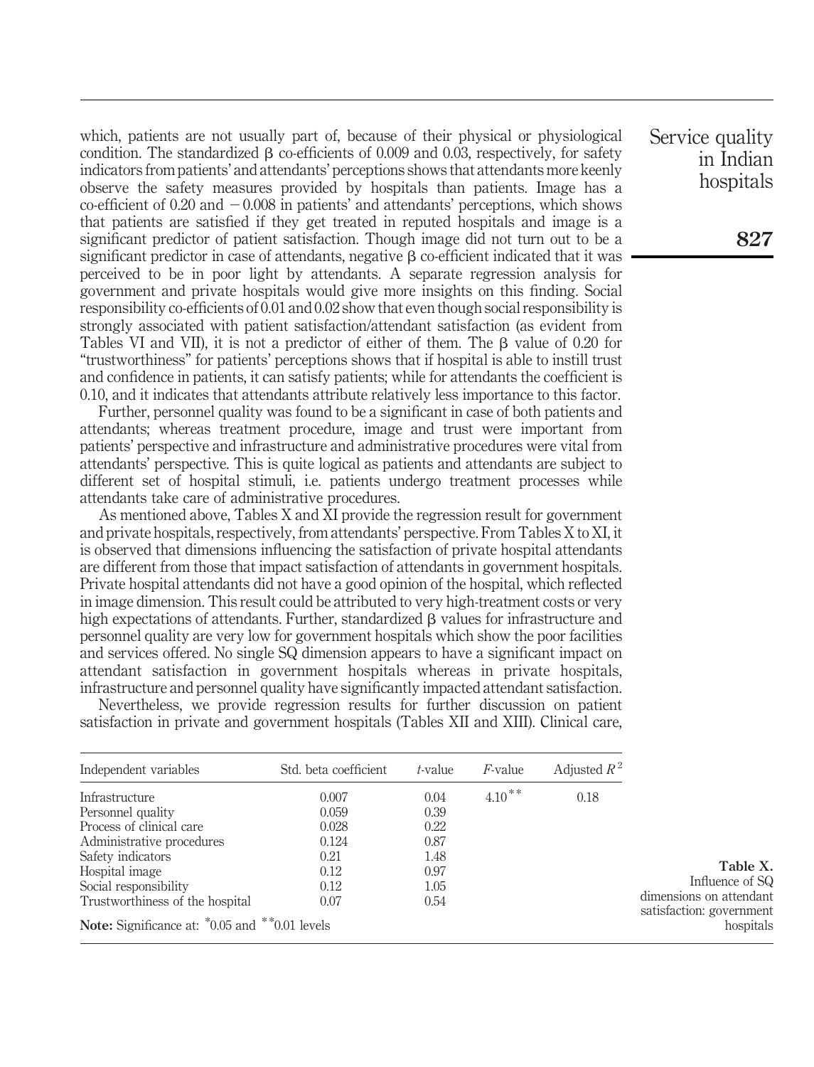which, patients are not usually part of, because of their physical or physiological condition. The standardized β co-efficients of 0.009 and 0.03, respectively, for safety indicators from patients' and attendants' perceptions shows that attendants more keenly observe the safety measures provided by hospitals than patients. Image has a co-efficient of 0.20 and −0.008 in patients' and attendants' perceptions, which shows that patients are satisfied if they get treated in reputed hospitals and image is a significant predictor of patient satisfaction. Though image did not turn out to be a significant predictor in case of attendants, negative β co-efficient indicated that it was perceived to be in poor light by attendants. A separate regression analysis for government and private hospitals would give more insights on this finding. Social responsibility co-efficients of 0.01 and 0.02 show that even though social responsibility is strongly associated with patient satisfaction/attendant satisfaction (as evident from Tables VI and VII), it is not a predictor of either of them. The β value of 0.20 for "trustworthiness" for patients' perceptions shows that if hospital is able to instill trust and confidence in patients, it can satisfy patients; while for attendants the coefficient is 0.10, and it indicates that attendants attribute relatively less importance to this factor.

Further, personnel quality was found to be a significant in case of both patients and attendants; whereas treatment procedure, image and trust were important from patients' perspective and infrastructure and administrative procedures were vital from attendants' perspective. This is quite logical as patients and attendants are subject to different set of hospital stimuli, i.e. patients undergo treatment processes while attendants take care of administrative procedures.

As mentioned above, Tables X and XI provide the regression result for government and private hospitals, respectively, from attendants' perspective. From Tables X to XI, it is observed that dimensions influencing the satisfaction of private hospital attendants are different from those that impact satisfaction of attendants in government hospitals. Private hospital attendants did not have a good opinion of the hospital, which reflected in image dimension. This result could be attributed to very high-treatment costs or very high expectations of attendants. Further, standardized β values for infrastructure and personnel quality are very low for government hospitals which show the poor facilities and services offered. No single SQ dimension appears to have a significant impact on attendant satisfaction in government hospitals whereas in private hospitals, infrastructure and personnel quality have significantly impacted attendant satisfaction.

Nevertheless, we provide regression results for further discussion on patient satisfaction in private and government hospitals (Tables XII and XIII). Clinical care,

| Independent variables | Std. beta coefficient | $t$-value | $F$-value | Adjusted $R^2$ |
|---|---|---|---|---|
| Infrastructure | 0.007 | 0.04 | 4.10** | 0.18 |
| Personnel quality | 0.059 | 0.39 | | |
| Process of clinical care | 0.028 | 0.22 | | |
| Administrative procedures | 0.124 | 0.87 | | |
| Safety indicators | 0.21 | 1.48 | | |
| Hospital image | 0.12 | 0.97 | | |
| Social responsibility | 0.12 | 1.05 | | |
| Trustworthiness of the hospital | 0.07 | 0.54 | | |

**Note:** Significance at: *0.05 and **0.01 levels

**Table X.** Influence of SQ dimensions on attendant satisfaction: government hospitals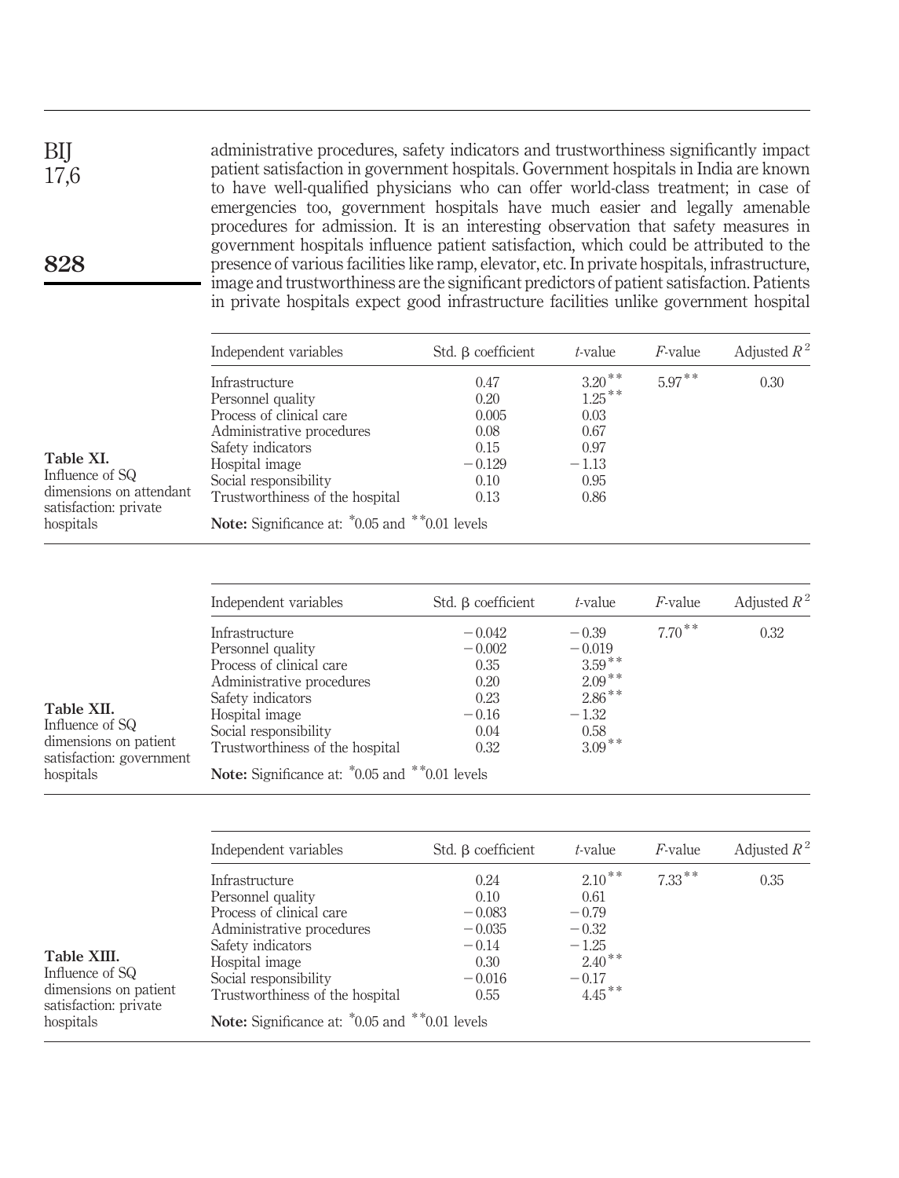administrative procedures, safety indicators and trustworthiness significantly impact patient satisfaction in government hospitals. Government hospitals in India are known to have well-qualified physicians who can offer world-class treatment; in case of emergencies too, government hospitals have much easier and legally amenable procedures for admission. It is an interesting observation that safety measures in government hospitals influence patient satisfaction, which could be attributed to the presence of various facilities like ramp, elevator, etc. In private hospitals, infrastructure, image and trustworthiness are the significant predictors of patient satisfaction. Patients in private hospitals expect good infrastructure facilities unlike government hospital

**Table XI.** Influence of SQ dimensions on attendant satisfaction: private hospitals

| Independent variables | Std. β coefficient | *t*-value | *F*-value | Adjusted $R^2$ |
|---|---|---|---|---|
| Infrastructure | 0.47 | 3.20** | 5.97** | 0.30 |
| Personnel quality | 0.20 | 1.25** | | |
| Process of clinical care | 0.005 | 0.03 | | |
| Administrative procedures | 0.08 | 0.67 | | |
| Safety indicators | 0.15 | 0.97 | | |
| Hospital image | −0.129 | −1.13 | | |
| Social responsibility | 0.10 | 0.95 | | |
| Trustworthiness of the hospital | 0.13 | 0.86 | | |

**Note:** Significance at: *0.05 and **0.01 levels

**Table XII.** Influence of SQ dimensions on patient satisfaction: government hospitals

| Independent variables | Std. β coefficient | *t*-value | *F*-value | Adjusted $R^2$ |
|---|---|---|---|---|
| Infrastructure | −0.042 | −0.39 | 7.70** | 0.32 |
| Personnel quality | −0.002 | −0.019 | | |
| Process of clinical care | 0.35 | 3.59** | | |
| Administrative procedures | 0.20 | 2.09** | | |
| Safety indicators | 0.23 | 2.86** | | |
| Hospital image | −0.16 | −1.32 | | |
| Social responsibility | 0.04 | 0.58 | | |
| Trustworthiness of the hospital | 0.32 | 3.09** | | |

**Note:** Significance at: *0.05 and **0.01 levels

**Table XIII.** Influence of SQ dimensions on patient satisfaction: private hospitals

| Independent variables | Std. β coefficient | *t*-value | *F*-value | Adjusted $R^2$ |
|---|---|---|---|---|
| Infrastructure | 0.24 | 2.10** | 7.33** | 0.35 |
| Personnel quality | 0.10 | 0.61 | | |
| Process of clinical care | −0.083 | −0.79 | | |
| Administrative procedures | −0.035 | −0.32 | | |
| Safety indicators | −0.14 | −1.25 | | |
| Hospital image | 0.30 | 2.40** | | |
| Social responsibility | −0.016 | −0.17 | | |
| Trustworthiness of the hospital | 0.55 | 4.45** | | |

**Note:** Significance at: *0.05 and **0.01 levels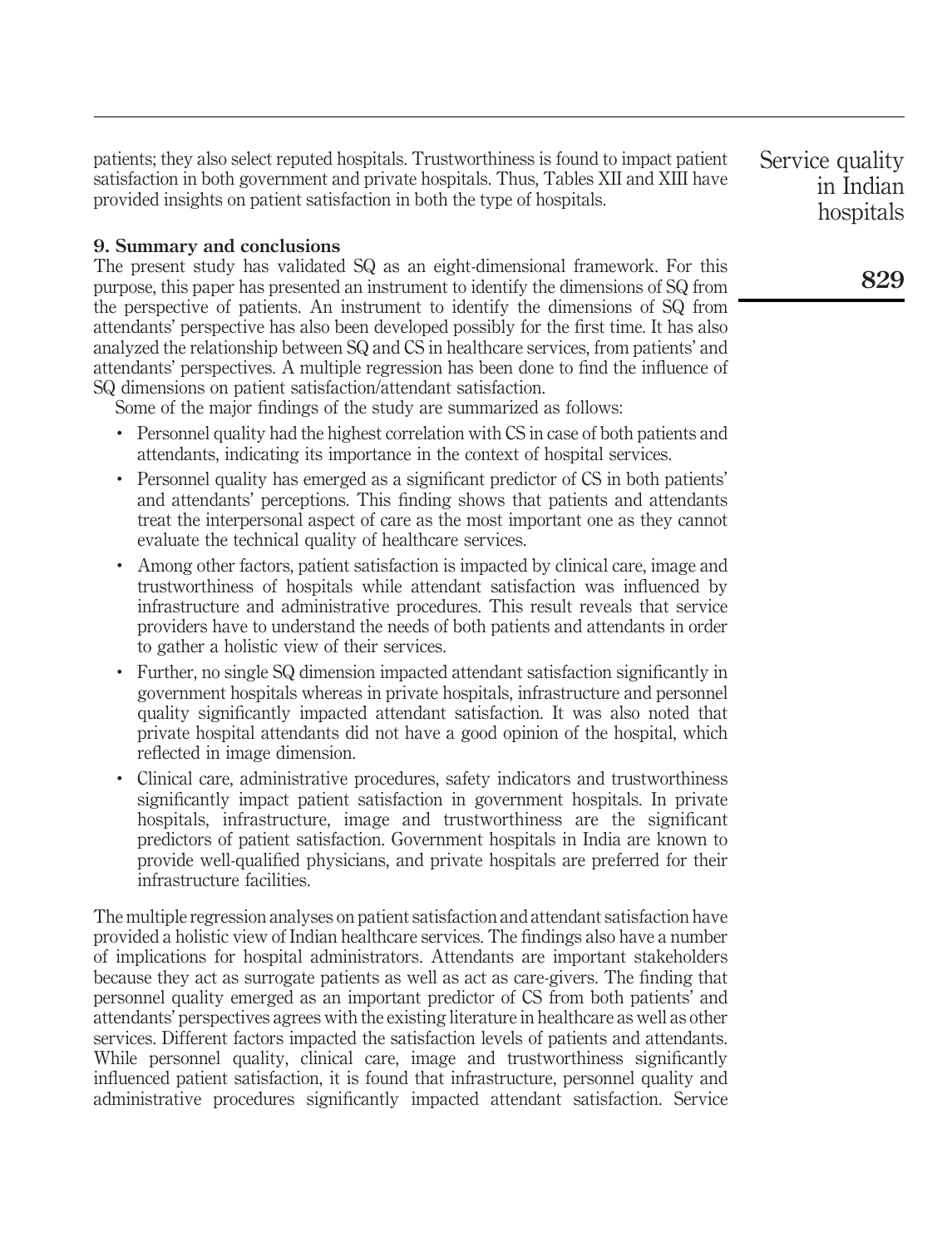patients; they also select reputed hospitals. Trustworthiness is found to impact patient satisfaction in both government and private hospitals. Thus, Tables XII and XIII have provided insights on patient satisfaction in both the type of hospitals.

## 9. Summary and conclusions

The present study has validated SQ as an eight-dimensional framework. For this purpose, this paper has presented an instrument to identify the dimensions of SQ from the perspective of patients. An instrument to identify the dimensions of SQ from attendants' perspective has also been developed possibly for the first time. It has also analyzed the relationship between SQ and CS in healthcare services, from patients' and attendants' perspectives. A multiple regression has been done to find the influence of SQ dimensions on patient satisfaction/attendant satisfaction.

Some of the major findings of the study are summarized as follows:

- Personnel quality had the highest correlation with CS in case of both patients and attendants, indicating its importance in the context of hospital services.
- Personnel quality has emerged as a significant predictor of CS in both patients' and attendants' perceptions. This finding shows that patients and attendants treat the interpersonal aspect of care as the most important one as they cannot evaluate the technical quality of healthcare services.
- Among other factors, patient satisfaction is impacted by clinical care, image and trustworthiness of hospitals while attendant satisfaction was influenced by infrastructure and administrative procedures. This result reveals that service providers have to understand the needs of both patients and attendants in order to gather a holistic view of their services.
- Further, no single SQ dimension impacted attendant satisfaction significantly in government hospitals whereas in private hospitals, infrastructure and personnel quality significantly impacted attendant satisfaction. It was also noted that private hospital attendants did not have a good opinion of the hospital, which reflected in image dimension.
- Clinical care, administrative procedures, safety indicators and trustworthiness significantly impact patient satisfaction in government hospitals. In private hospitals, infrastructure, image and trustworthiness are the significant predictors of patient satisfaction. Government hospitals in India are known to provide well-qualified physicians, and private hospitals are preferred for their infrastructure facilities.

The multiple regression analyses on patient satisfaction and attendant satisfaction have provided a holistic view of Indian healthcare services. The findings also have a number of implications for hospital administrators. Attendants are important stakeholders because they act as surrogate patients as well as act as care-givers. The finding that personnel quality emerged as an important predictor of CS from both patients' and attendants' perspectives agrees with the existing literature in healthcare as well as other services. Different factors impacted the satisfaction levels of patients and attendants. While personnel quality, clinical care, image and trustworthiness significantly influenced patient satisfaction, it is found that infrastructure, personnel quality and administrative procedures significantly impacted attendant satisfaction. Service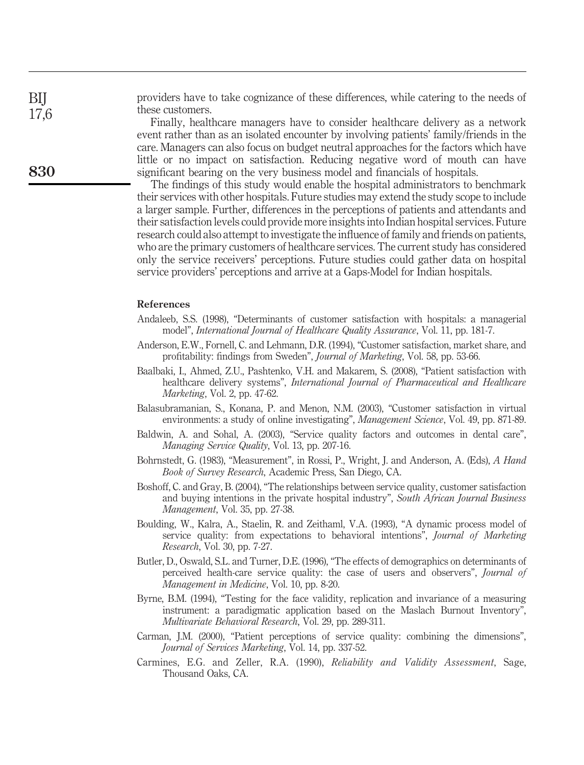providers have to take cognizance of these differences, while catering to the needs of these customers.

Finally, healthcare managers have to consider healthcare delivery as a network event rather than as an isolated encounter by involving patients' family/friends in the care. Managers can also focus on budget neutral approaches for the factors which have little or no impact on satisfaction. Reducing negative word of mouth can have significant bearing on the very business model and financials of hospitals.

The findings of this study would enable the hospital administrators to benchmark their services with other hospitals. Future studies may extend the study scope to include a larger sample. Further, differences in the perceptions of patients and attendants and their satisfaction levels could provide more insights into Indian hospital services. Future research could also attempt to investigate the influence of family and friends on patients, who are the primary customers of healthcare services. The current study has considered only the service receivers' perceptions. Future studies could gather data on hospital service providers' perceptions and arrive at a Gaps-Model for Indian hospitals.

## References

Andaleeb, S.S. (1998), "Determinants of customer satisfaction with hospitals: a managerial model", *International Journal of Healthcare Quality Assurance*, Vol. 11, pp. 181-7.

Anderson, E.W., Fornell, C. and Lehmann, D.R. (1994), "Customer satisfaction, market share, and profitability: findings from Sweden", *Journal of Marketing*, Vol. 58, pp. 53-66.

Baalbaki, I., Ahmed, Z.U., Pashtenko, V.H. and Makarem, S. (2008), "Patient satisfaction with healthcare delivery systems", *International Journal of Pharmaceutical and Healthcare Marketing*, Vol. 2, pp. 47-62.

Balasubramanian, S., Konana, P. and Menon, N.M. (2003), "Customer satisfaction in virtual environments: a study of online investigating", *Management Science*, Vol. 49, pp. 871-89.

Baldwin, A. and Sohal, A. (2003), "Service quality factors and outcomes in dental care", *Managing Service Quality*, Vol. 13, pp. 207-16.

Bohrnstedt, G. (1983), "Measurement", in Rossi, P., Wright, J. and Anderson, A. (Eds), *A Hand Book of Survey Research*, Academic Press, San Diego, CA.

Boshoff, C. and Gray, B. (2004), "The relationships between service quality, customer satisfaction and buying intentions in the private hospital industry", *South African Journal Business Management*, Vol. 35, pp. 27-38.

Boulding, W., Kalra, A., Staelin, R. and Zeithaml, V.A. (1993), "A dynamic process model of service quality: from expectations to behavioral intentions", *Journal of Marketing Research*, Vol. 30, pp. 7-27.

Butler, D., Oswald, S.L. and Turner, D.E. (1996), "The effects of demographics on determinants of perceived health-care service quality: the case of users and observers", *Journal of Management in Medicine*, Vol. 10, pp. 8-20.

Byrne, B.M. (1994), "Testing for the face validity, replication and invariance of a measuring instrument: a paradigmatic application based on the Maslach Burnout Inventory", *Multivariate Behavioral Research*, Vol. 29, pp. 289-311.

Carman, J.M. (2000), "Patient perceptions of service quality: combining the dimensions", *Journal of Services Marketing*, Vol. 14, pp. 337-52.

Carmines, E.G. and Zeller, R.A. (1990), *Reliability and Validity Assessment*, Sage, Thousand Oaks, CA.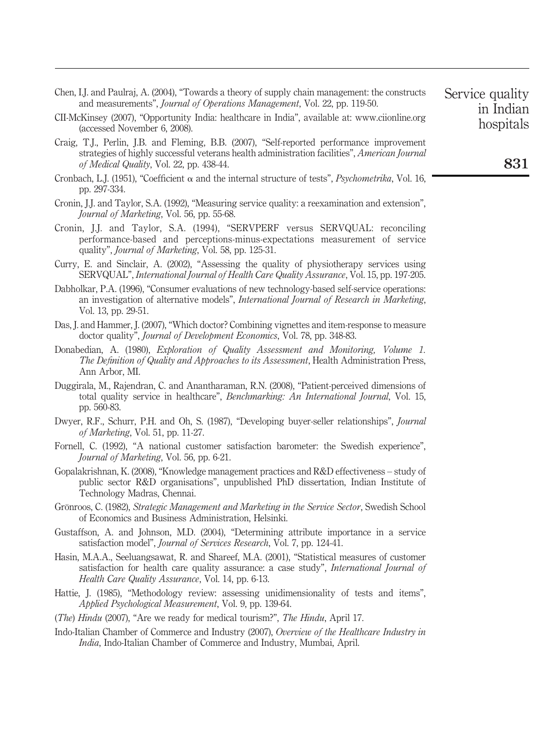Chen, I.J. and Paulraj, A. (2004), "Towards a theory of supply chain management: the constructs and measurements", *Journal of Operations Management*, Vol. 22, pp. 119-50.

CII-McKinsey (2007), "Opportunity India: healthcare in India", available at: www.ciionline.org (accessed November 6, 2008).

Craig, T.J., Perlin, J.B. and Fleming, B.B. (2007), "Self-reported performance improvement strategies of highly successful veterans health administration facilities", *American Journal of Medical Quality*, Vol. 22, pp. 438-44.

Cronbach, L.J. (1951), "Coefficient α and the internal structure of tests", *Psychometrika*, Vol. 16, pp. 297-334.

Cronin, J.J. and Taylor, S.A. (1992), "Measuring service quality: a reexamination and extension", *Journal of Marketing*, Vol. 56, pp. 55-68.

Cronin, J.J. and Taylor, S.A. (1994), "SERVPERF versus SERVQUAL: reconciling performance-based and perceptions-minus-expectations measurement of service quality", *Journal of Marketing*, Vol. 58, pp. 125-31.

Curry, E. and Sinclair, A. (2002), "Assessing the quality of physiotherapy services using SERVQUAL", *International Journal of Health Care Quality Assurance*, Vol. 15, pp. 197-205.

Dabholkar, P.A. (1996), "Consumer evaluations of new technology-based self-service operations: an investigation of alternative models", *International Journal of Research in Marketing*, Vol. 13, pp. 29-51.

Das, J. and Hammer, J. (2007), "Which doctor? Combining vignettes and item-response to measure doctor quality", *Journal of Development Economics*, Vol. 78, pp. 348-83.

Donabedian, A. (1980), *Exploration of Quality Assessment and Monitoring, Volume 1. The Definition of Quality and Approaches to its Assessment*, Health Administration Press, Ann Arbor, MI.

Duggirala, M., Rajendran, C. and Anantharaman, R.N. (2008), "Patient-perceived dimensions of total quality service in healthcare", *Benchmarking: An International Journal*, Vol. 15, pp. 560-83.

Dwyer, R.F., Schurr, P.H. and Oh, S. (1987), "Developing buyer-seller relationships", *Journal of Marketing*, Vol. 51, pp. 11-27.

Fornell, C. (1992), "A national customer satisfaction barometer: the Swedish experience", *Journal of Marketing*, Vol. 56, pp. 6-21.

Gopalakrishnan, K. (2008), "Knowledge management practices and R&D effectiveness – study of public sector R&D organisations", unpublished PhD dissertation, Indian Institute of Technology Madras, Chennai.

Grönroos, C. (1982), *Strategic Management and Marketing in the Service Sector*, Swedish School of Economics and Business Administration, Helsinki.

Gustaffson, A. and Johnson, M.D. (2004), "Determining attribute importance in a service satisfaction model", *Journal of Services Research*, Vol. 7, pp. 124-41.

Hasin, M.A.A., Seeluangsawat, R. and Shareef, M.A. (2001), "Statistical measures of customer satisfaction for health care quality assurance: a case study", *International Journal of Health Care Quality Assurance*, Vol. 14, pp. 6-13.

Hattie, J. (1985), "Methodology review: assessing unidimensionality of tests and items", *Applied Psychological Measurement*, Vol. 9, pp. 139-64.

(*The*) *Hindu* (2007), "Are we ready for medical tourism?", *The Hindu*, April 17.

Indo-Italian Chamber of Commerce and Industry (2007), *Overview of the Healthcare Industry in India*, Indo-Italian Chamber of Commerce and Industry, Mumbai, April.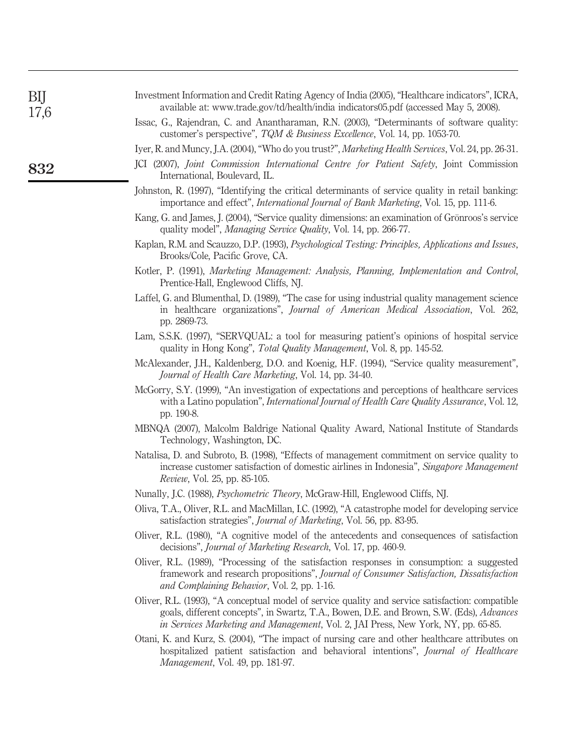Investment Information and Credit Rating Agency of India (2005), "Healthcare indicators", ICRA, available at: www.trade.gov/td/health/india indicators05.pdf (accessed May 5, 2008).

Issac, G., Rajendran, C. and Anantharaman, R.N. (2003), "Determinants of software quality: customer's perspective", *TQM & Business Excellence*, Vol. 14, pp. 1053-70.

Iyer, R. and Muncy, J.A. (2004), "Who do you trust?", *Marketing Health Services*, Vol. 24, pp. 26-31.

JCI (2007), *Joint Commission International Centre for Patient Safety*, Joint Commission International, Boulevard, IL.

Johnston, R. (1997), "Identifying the critical determinants of service quality in retail banking: importance and effect", *International Journal of Bank Marketing*, Vol. 15, pp. 111-6.

Kang, G. and James, J. (2004), "Service quality dimensions: an examination of Grönroos's service quality model", *Managing Service Quality*, Vol. 14, pp. 266-77.

Kaplan, R.M. and Scauzzo, D.P. (1993), *Psychological Testing: Principles, Applications and Issues*, Brooks/Cole, Pacific Grove, CA.

Kotler, P. (1991), *Marketing Management: Analysis, Planning, Implementation and Control*, Prentice-Hall, Englewood Cliffs, NJ.

Laffel, G. and Blumenthal, D. (1989), "The case for using industrial quality management science in healthcare organizations", *Journal of American Medical Association*, Vol. 262, pp. 2869-73.

Lam, S.S.K. (1997), "SERVQUAL: a tool for measuring patient's opinions of hospital service quality in Hong Kong", *Total Quality Management*, Vol. 8, pp. 145-52.

McAlexander, J.H., Kaldenberg, D.O. and Koenig, H.F. (1994), "Service quality measurement", *Journal of Health Care Marketing*, Vol. 14, pp. 34-40.

McGorry, S.Y. (1999), "An investigation of expectations and perceptions of healthcare services with a Latino population", *International Journal of Health Care Quality Assurance*, Vol. 12, pp. 190-8.

MBNQA (2007), Malcolm Baldrige National Quality Award, National Institute of Standards Technology, Washington, DC.

Natalisa, D. and Subroto, B. (1998), "Effects of management commitment on service quality to increase customer satisfaction of domestic airlines in Indonesia", *Singapore Management Review*, Vol. 25, pp. 85-105.

Nunally, J.C. (1988), *Psychometric Theory*, McGraw-Hill, Englewood Cliffs, NJ.

Oliva, T.A., Oliver, R.L. and MacMillan, I.C. (1992), "A catastrophe model for developing service satisfaction strategies", *Journal of Marketing*, Vol. 56, pp. 83-95.

Oliver, R.L. (1980), "A cognitive model of the antecedents and consequences of satisfaction decisions", *Journal of Marketing Research*, Vol. 17, pp. 460-9.

Oliver, R.L. (1989), "Processing of the satisfaction responses in consumption: a suggested framework and research propositions", *Journal of Consumer Satisfaction, Dissatisfaction and Complaining Behavior*, Vol. 2, pp. 1-16.

Oliver, R.L. (1993), "A conceptual model of service quality and service satisfaction: compatible goals, different concepts", in Swartz, T.A., Bowen, D.E. and Brown, S.W. (Eds), *Advances in Services Marketing and Management*, Vol. 2, JAI Press, New York, NY, pp. 65-85.

Otani, K. and Kurz, S. (2004), "The impact of nursing care and other healthcare attributes on hospitalized patient satisfaction and behavioral intentions", *Journal of Healthcare Management*, Vol. 49, pp. 181-97.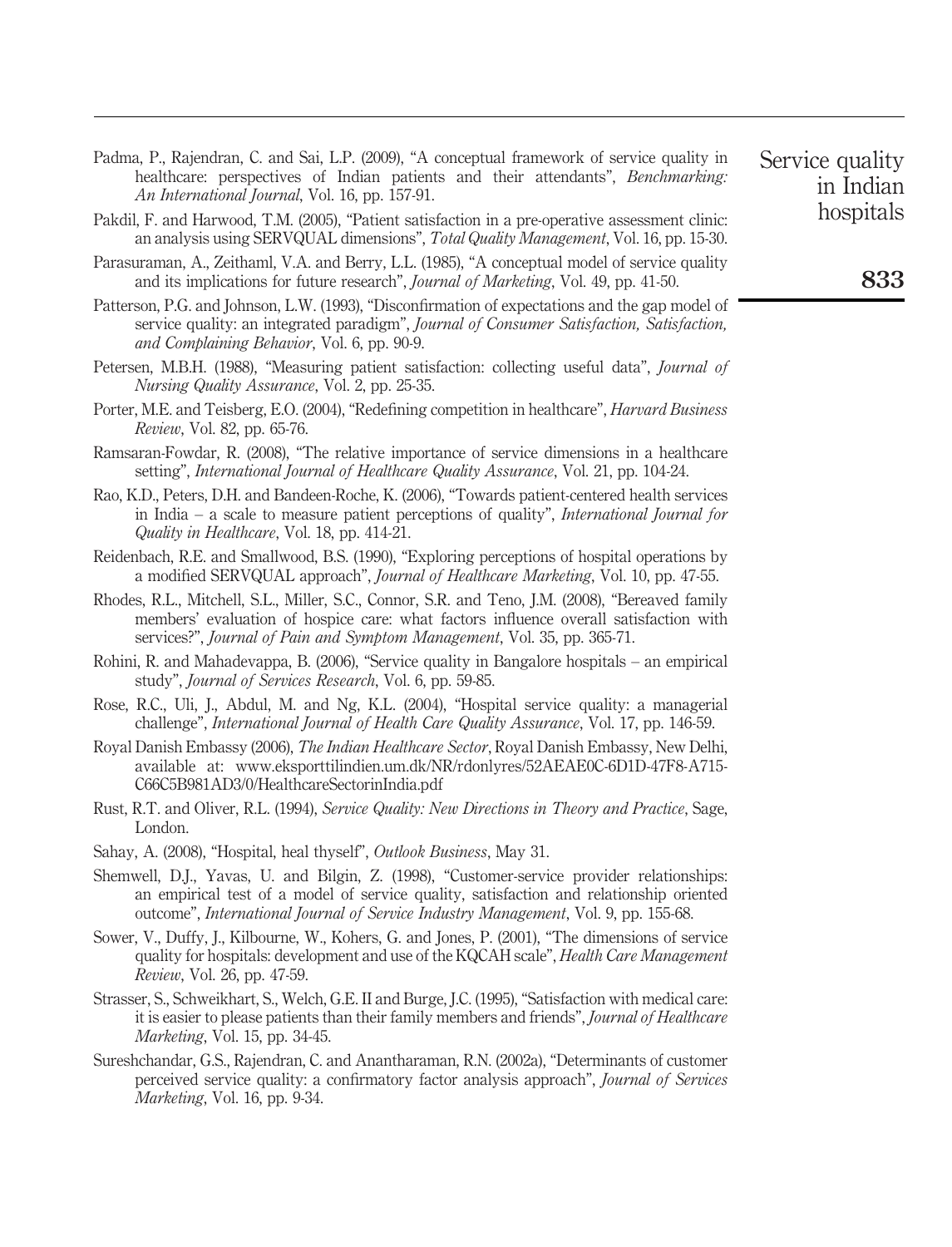Padma, P., Rajendran, C. and Sai, L.P. (2009), "A conceptual framework of service quality in healthcare: perspectives of Indian patients and their attendants", *Benchmarking: An International Journal*, Vol. 16, pp. 157-91.

Pakdil, F. and Harwood, T.M. (2005), "Patient satisfaction in a pre-operative assessment clinic: an analysis using SERVQUAL dimensions", *Total Quality Management*, Vol. 16, pp. 15-30.

Parasuraman, A., Zeithaml, V.A. and Berry, L.L. (1985), "A conceptual model of service quality and its implications for future research", *Journal of Marketing*, Vol. 49, pp. 41-50.

Patterson, P.G. and Johnson, L.W. (1993), "Disconfirmation of expectations and the gap model of service quality: an integrated paradigm", *Journal of Consumer Satisfaction, Satisfaction, and Complaining Behavior*, Vol. 6, pp. 90-9.

Petersen, M.B.H. (1988), "Measuring patient satisfaction: collecting useful data", *Journal of Nursing Quality Assurance*, Vol. 2, pp. 25-35.

Porter, M.E. and Teisberg, E.O. (2004), "Redefining competition in healthcare", *Harvard Business Review*, Vol. 82, pp. 65-76.

Ramsaran-Fowdar, R. (2008), "The relative importance of service dimensions in a healthcare setting", *International Journal of Healthcare Quality Assurance*, Vol. 21, pp. 104-24.

Rao, K.D., Peters, D.H. and Bandeen-Roche, K. (2006), "Towards patient-centered health services in India – a scale to measure patient perceptions of quality", *International Journal for Quality in Healthcare*, Vol. 18, pp. 414-21.

Reidenbach, R.E. and Smallwood, B.S. (1990), "Exploring perceptions of hospital operations by a modified SERVQUAL approach", *Journal of Healthcare Marketing*, Vol. 10, pp. 47-55.

Rhodes, R.L., Mitchell, S.L., Miller, S.C., Connor, S.R. and Teno, J.M. (2008), "Bereaved family members' evaluation of hospice care: what factors influence overall satisfaction with services?", *Journal of Pain and Symptom Management*, Vol. 35, pp. 365-71.

Rohini, R. and Mahadevappa, B. (2006), "Service quality in Bangalore hospitals – an empirical study", *Journal of Services Research*, Vol. 6, pp. 59-85.

Rose, R.C., Uli, J., Abdul, M. and Ng, K.L. (2004), "Hospital service quality: a managerial challenge", *International Journal of Health Care Quality Assurance*, Vol. 17, pp. 146-59.

Royal Danish Embassy (2006), *The Indian Healthcare Sector*, Royal Danish Embassy, New Delhi, available at: www.eksporttilindien.um.dk/NR/rdonlyres/52AEAE0C-6D1D-47F8-A715-C66C5B981AD3/0/HealthcareSectorinIndia.pdf

Rust, R.T. and Oliver, R.L. (1994), *Service Quality: New Directions in Theory and Practice*, Sage, London.

Sahay, A. (2008), "Hospital, heal thyself", *Outlook Business*, May 31.

Shemwell, D.J., Yavas, U. and Bilgin, Z. (1998), "Customer-service provider relationships: an empirical test of a model of service quality, satisfaction and relationship oriented outcome", *International Journal of Service Industry Management*, Vol. 9, pp. 155-68.

Sower, V., Duffy, J., Kilbourne, W., Kohers, G. and Jones, P. (2001), "The dimensions of service quality for hospitals: development and use of the KQCAH scale", *Health Care Management Review*, Vol. 26, pp. 47-59.

Strasser, S., Schweikhart, S., Welch, G.E. II and Burge, J.C. (1995), "Satisfaction with medical care: it is easier to please patients than their family members and friends", *Journal of Healthcare Marketing*, Vol. 15, pp. 34-45.

Sureshchandar, G.S., Rajendran, C. and Anantharaman, R.N. (2002a), "Determinants of customer perceived service quality: a confirmatory factor analysis approach", *Journal of Services Marketing*, Vol. 16, pp. 9-34.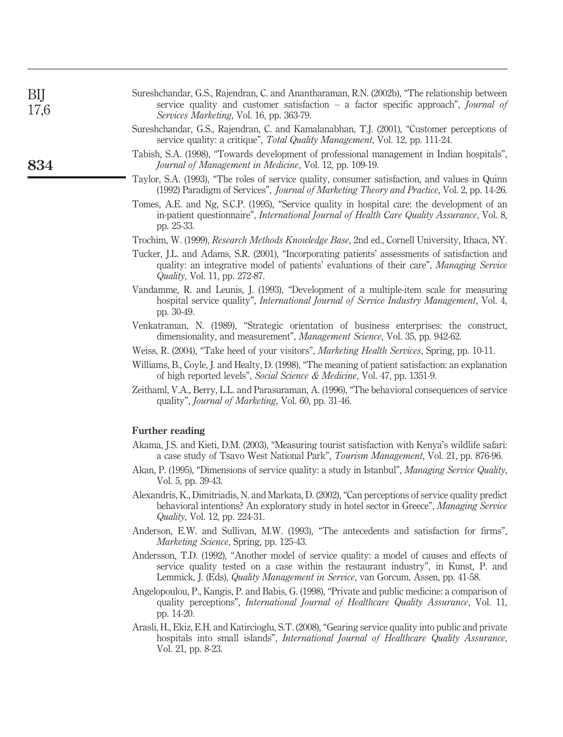Sureshchandar, G.S., Rajendran, C. and Anantharaman, R.N. (2002b), "The relationship between service quality and customer satisfaction – a factor specific approach", *Journal of Services Marketing*, Vol. 16, pp. 363-79.

Sureshchandar, G.S., Rajendran, C. and Kamalanabhan, T.J. (2001), "Customer perceptions of service quality: a critique", *Total Quality Management*, Vol. 12, pp. 111-24.

Tabish, S.A. (1998), "Towards development of professional management in Indian hospitals", *Journal of Management in Medicine*, Vol. 12, pp. 109-19.

Taylor, S.A. (1993), "The roles of service quality, consumer satisfaction, and values in Quinn (1992) Paradigm of Services", *Journal of Marketing Theory and Practice*, Vol. 2, pp. 14-26.

Tomes, A.E. and Ng, S.C.P. (1995), "Service quality in hospital care: the development of an in-patient questionnaire", *International Journal of Health Care Quality Assurance*, Vol. 8, pp. 25-33.

Trochim, W. (1999), *Research Methods Knowledge Base*, 2nd ed., Cornell University, Ithaca, NY.

Tucker, J.L. and Adams, S.R. (2001), "Incorporating patients' assessments of satisfaction and quality: an integrative model of patients' evaluations of their care", *Managing Service Quality*, Vol. 11, pp. 272-87.

Vandamme, R. and Leunis, J. (1993), "Development of a multiple-item scale for measuring hospital service quality", *International Journal of Service Industry Management*, Vol. 4, pp. 30-49.

Venkatraman, N. (1989), "Strategic orientation of business enterprises: the construct, dimensionality, and measurement", *Management Science*, Vol. 35, pp. 942-62.

Weiss, R. (2004), "Take heed of your visitors", *Marketing Health Services*, Spring, pp. 10-11.

Williams, B., Coyle, J. and Healty, D. (1998), "The meaning of patient satisfaction: an explanation of high reported levels", *Social Science & Medicine*, Vol. 47, pp. 1351-9.

Zeithaml, V.A., Berry, L.L. and Parasuraman, A. (1996), "The behavioral consequences of service quality", *Journal of Marketing*, Vol. 60, pp. 31-46.

## Further reading

Akama, J.S. and Kieti, D.M. (2003), "Measuring tourist satisfaction with Kenya's wildlife safari: a case study of Tsavo West National Park", *Tourism Management*, Vol. 21, pp. 876-96.

Akan, P. (1995), "Dimensions of service quality: a study in Istanbul", *Managing Service Quality*, Vol. 5, pp. 39-43.

Alexandris, K., Dimitriadis, N. and Markata, D. (2002), "Can perceptions of service quality predict behavioral intentions? An exploratory study in hotel sector in Greece", *Managing Service Quality*, Vol. 12, pp. 224-31.

Anderson, E.W. and Sullivan, M.W. (1993), "The antecedents and satisfaction for firms", *Marketing Science*, Spring, pp. 125-43.

Andersson, T.D. (1992), "Another model of service quality: a model of causes and effects of service quality tested on a case within the restaurant industry", in Kunst, P. and Lemmick, J. (Eds), *Quality Management in Service*, van Gorcum, Assen, pp. 41-58.

Angelopoulou, P., Kangis, P. and Babis, G. (1998), "Private and public medicine: a comparison of quality perceptions", *International Journal of Healthcare Quality Assurance*, Vol. 11, pp. 14-20.

Arasli, H., Ekiz, E.H. and Katircioglu, S.T. (2008), "Gearing service quality into public and private hospitals into small islands", *International Journal of Healthcare Quality Assurance*, Vol. 21, pp. 8-23.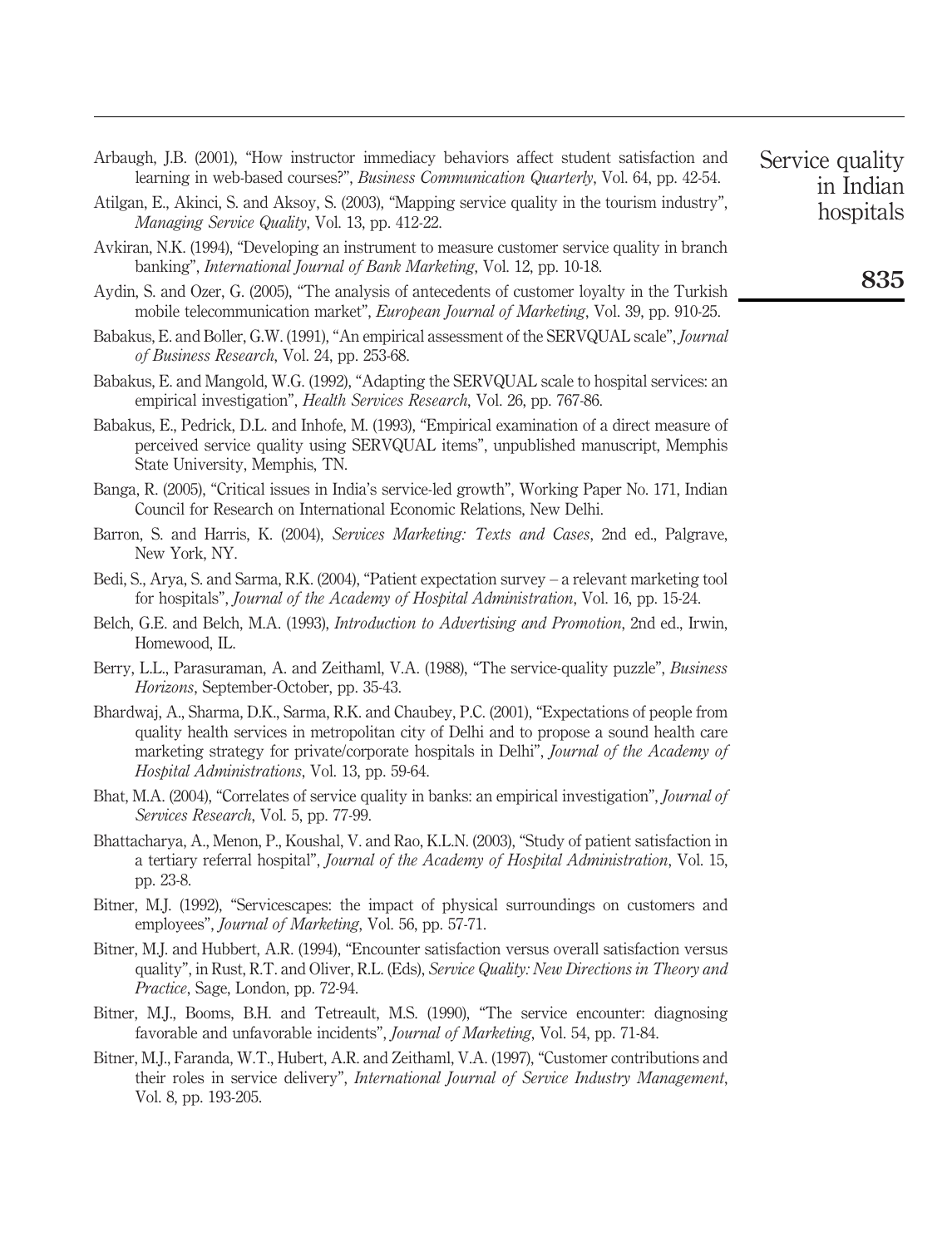Arbaugh, J.B. (2001), "How instructor immediacy behaviors affect student satisfaction and learning in web-based courses?", *Business Communication Quarterly*, Vol. 64, pp. 42-54.

Atilgan, E., Akinci, S. and Aksoy, S. (2003), "Mapping service quality in the tourism industry", *Managing Service Quality*, Vol. 13, pp. 412-22.

Avkiran, N.K. (1994), "Developing an instrument to measure customer service quality in branch banking", *International Journal of Bank Marketing*, Vol. 12, pp. 10-18.

Aydin, S. and Ozer, G. (2005), "The analysis of antecedents of customer loyalty in the Turkish mobile telecommunication market", *European Journal of Marketing*, Vol. 39, pp. 910-25.

Babakus, E. and Boller, G.W. (1991), "An empirical assessment of the SERVQUAL scale", *Journal of Business Research*, Vol. 24, pp. 253-68.

Babakus, E. and Mangold, W.G. (1992), "Adapting the SERVQUAL scale to hospital services: an empirical investigation", *Health Services Research*, Vol. 26, pp. 767-86.

Babakus, E., Pedrick, D.L. and Inhofe, M. (1993), "Empirical examination of a direct measure of perceived service quality using SERVQUAL items", unpublished manuscript, Memphis State University, Memphis, TN.

Banga, R. (2005), "Critical issues in India's service-led growth", Working Paper No. 171, Indian Council for Research on International Economic Relations, New Delhi.

Barron, S. and Harris, K. (2004), *Services Marketing: Texts and Cases*, 2nd ed., Palgrave, New York, NY.

Bedi, S., Arya, S. and Sarma, R.K. (2004), "Patient expectation survey – a relevant marketing tool for hospitals", *Journal of the Academy of Hospital Administration*, Vol. 16, pp. 15-24.

Belch, G.E. and Belch, M.A. (1993), *Introduction to Advertising and Promotion*, 2nd ed., Irwin, Homewood, IL.

Berry, L.L., Parasuraman, A. and Zeithaml, V.A. (1988), "The service-quality puzzle", *Business Horizons*, September-October, pp. 35-43.

Bhardwaj, A., Sharma, D.K., Sarma, R.K. and Chaubey, P.C. (2001), "Expectations of people from quality health services in metropolitan city of Delhi and to propose a sound health care marketing strategy for private/corporate hospitals in Delhi", *Journal of the Academy of Hospital Administrations*, Vol. 13, pp. 59-64.

Bhat, M.A. (2004), "Correlates of service quality in banks: an empirical investigation", *Journal of Services Research*, Vol. 5, pp. 77-99.

Bhattacharya, A., Menon, P., Koushal, V. and Rao, K.L.N. (2003), "Study of patient satisfaction in a tertiary referral hospital", *Journal of the Academy of Hospital Administration*, Vol. 15, pp. 23-8.

Bitner, M.J. (1992), "Servicescapes: the impact of physical surroundings on customers and employees", *Journal of Marketing*, Vol. 56, pp. 57-71.

Bitner, M.J. and Hubbert, A.R. (1994), "Encounter satisfaction versus overall satisfaction versus quality", in Rust, R.T. and Oliver, R.L. (Eds), *Service Quality: New Directions in Theory and Practice*, Sage, London, pp. 72-94.

Bitner, M.J., Booms, B.H. and Tetreault, M.S. (1990), "The service encounter: diagnosing favorable and unfavorable incidents", *Journal of Marketing*, Vol. 54, pp. 71-84.

Bitner, M.J., Faranda, W.T., Hubert, A.R. and Zeithaml, V.A. (1997), "Customer contributions and their roles in service delivery", *International Journal of Service Industry Management*, Vol. 8, pp. 193-205.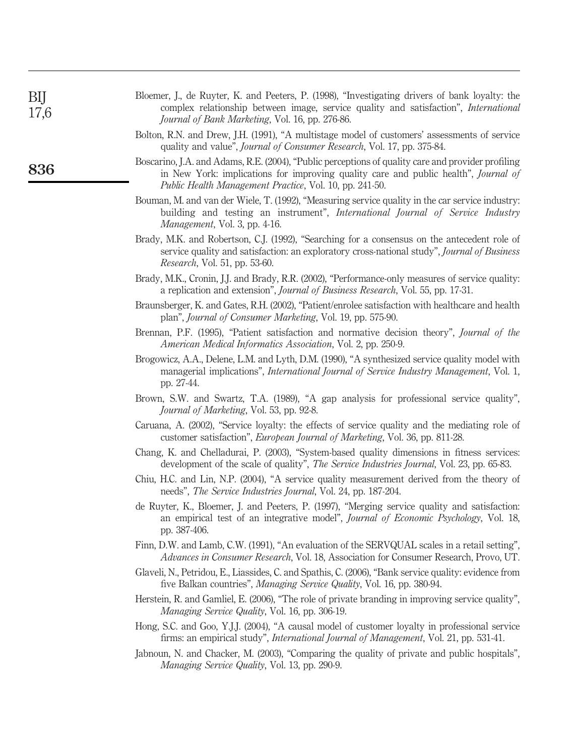Bloemer, J., de Ruyter, K. and Peeters, P. (1998), "Investigating drivers of bank loyalty: the complex relationship between image, service quality and satisfaction", *International Journal of Bank Marketing*, Vol. 16, pp. 276-86.

Bolton, R.N. and Drew, J.H. (1991), "A multistage model of customers' assessments of service quality and value", *Journal of Consumer Research*, Vol. 17, pp. 375-84.

Boscarino, J.A. and Adams, R.E. (2004), "Public perceptions of quality care and provider profiling in New York: implications for improving quality care and public health", *Journal of Public Health Management Practice*, Vol. 10, pp. 241-50.

Bouman, M. and van der Wiele, T. (1992), "Measuring service quality in the car service industry: building and testing an instrument", *International Journal of Service Industry Management*, Vol. 3, pp. 4-16.

Brady, M.K. and Robertson, C.J. (1992), "Searching for a consensus on the antecedent role of service quality and satisfaction: an exploratory cross-national study", *Journal of Business Research*, Vol. 51, pp. 53-60.

Brady, M.K., Cronin, J.J. and Brady, R.R. (2002), "Performance-only measures of service quality: a replication and extension", *Journal of Business Research*, Vol. 55, pp. 17-31.

Braunsberger, K. and Gates, R.H. (2002), "Patient/enrolee satisfaction with healthcare and health plan", *Journal of Consumer Marketing*, Vol. 19, pp. 575-90.

Brennan, P.F. (1995), "Patient satisfaction and normative decision theory", *Journal of the American Medical Informatics Association*, Vol. 2, pp. 250-9.

Brogowicz, A.A., Delene, L.M. and Lyth, D.M. (1990), "A synthesized service quality model with managerial implications", *International Journal of Service Industry Management*, Vol. 1, pp. 27-44.

Brown, S.W. and Swartz, T.A. (1989), "A gap analysis for professional service quality", *Journal of Marketing*, Vol. 53, pp. 92-8.

Caruana, A. (2002), "Service loyalty: the effects of service quality and the mediating role of customer satisfaction", *European Journal of Marketing*, Vol. 36, pp. 811-28.

Chang, K. and Chelladurai, P. (2003), "System-based quality dimensions in fitness services: development of the scale of quality", *The Service Industries Journal*, Vol. 23, pp. 65-83.

Chiu, H.C. and Lin, N.P. (2004), "A service quality measurement derived from the theory of needs", *The Service Industries Journal*, Vol. 24, pp. 187-204.

de Ruyter, K., Bloemer, J. and Peeters, P. (1997), "Merging service quality and satisfaction: an empirical test of an integrative model", *Journal of Economic Psychology*, Vol. 18, pp. 387-406.

Finn, D.W. and Lamb, C.W. (1991), "An evaluation of the SERVQUAL scales in a retail setting", *Advances in Consumer Research*, Vol. 18, Association for Consumer Research, Provo, UT.

Glaveli, N., Petridou, E., Liassides, C. and Spathis, C. (2006), "Bank service quality: evidence from five Balkan countries", *Managing Service Quality*, Vol. 16, pp. 380-94.

Herstein, R. and Gamliel, E. (2006), "The role of private branding in improving service quality", *Managing Service Quality*, Vol. 16, pp. 306-19.

Hong, S.C. and Goo, Y.J.J. (2004), "A causal model of customer loyalty in professional service firms: an empirical study", *International Journal of Management*, Vol. 21, pp. 531-41.

Jabnoun, N. and Chacker, M. (2003), "Comparing the quality of private and public hospitals", *Managing Service Quality*, Vol. 13, pp. 290-9.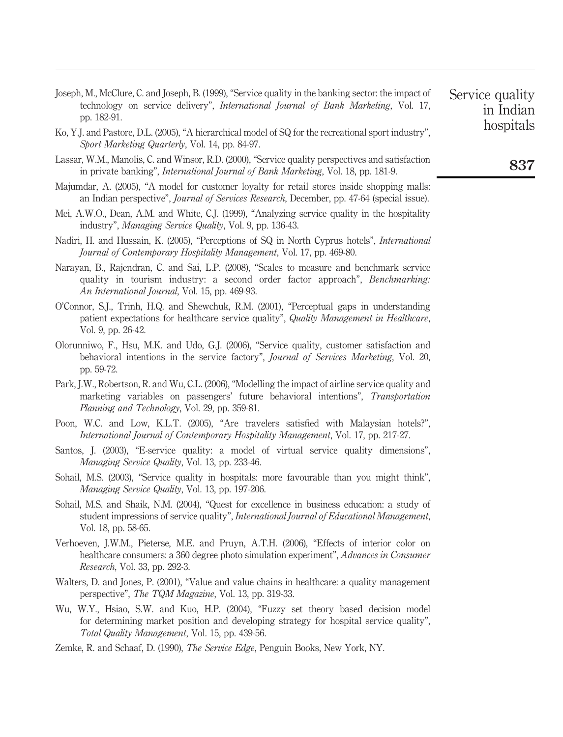Joseph, M., McClure, C. and Joseph, B. (1999), "Service quality in the banking sector: the impact of technology on service delivery", *International Journal of Bank Marketing*, Vol. 17, pp. 182-91.

Ko, Y.J. and Pastore, D.L. (2005), "A hierarchical model of SQ for the recreational sport industry", *Sport Marketing Quarterly*, Vol. 14, pp. 84-97.

Lassar, W.M., Manolis, C. and Winsor, R.D. (2000), "Service quality perspectives and satisfaction in private banking", *International Journal of Bank Marketing*, Vol. 18, pp. 181-9.

Majumdar, A. (2005), "A model for customer loyalty for retail stores inside shopping malls: an Indian perspective", *Journal of Services Research*, December, pp. 47-64 (special issue).

Mei, A.W.O., Dean, A.M. and White, C.J. (1999), "Analyzing service quality in the hospitality industry", *Managing Service Quality*, Vol. 9, pp. 136-43.

Nadiri, H. and Hussain, K. (2005), "Perceptions of SQ in North Cyprus hotels", *International Journal of Contemporary Hospitality Management*, Vol. 17, pp. 469-80.

Narayan, B., Rajendran, C. and Sai, L.P. (2008), "Scales to measure and benchmark service quality in tourism industry: a second order factor approach", *Benchmarking: An International Journal*, Vol. 15, pp. 469-93.

O'Connor, S.J., Trinh, H.Q. and Shewchuk, R.M. (2001), "Perceptual gaps in understanding patient expectations for healthcare service quality", *Quality Management in Healthcare*, Vol. 9, pp. 26-42.

Olorunniwo, F., Hsu, M.K. and Udo, G.J. (2006), "Service quality, customer satisfaction and behavioral intentions in the service factory", *Journal of Services Marketing*, Vol. 20, pp. 59-72.

Park, J.W., Robertson, R. and Wu, C.L. (2006), "Modelling the impact of airline service quality and marketing variables on passengers' future behavioral intentions", *Transportation Planning and Technology*, Vol. 29, pp. 359-81.

Poon, W.C. and Low, K.L.T. (2005), "Are travelers satisfied with Malaysian hotels?", *International Journal of Contemporary Hospitality Management*, Vol. 17, pp. 217-27.

Santos, J. (2003), "E-service quality: a model of virtual service quality dimensions", *Managing Service Quality*, Vol. 13, pp. 233-46.

Sohail, M.S. (2003), "Service quality in hospitals: more favourable than you might think", *Managing Service Quality*, Vol. 13, pp. 197-206.

Sohail, M.S. and Shaik, N.M. (2004), "Quest for excellence in business education: a study of student impressions of service quality", *International Journal of Educational Management*, Vol. 18, pp. 58-65.

Verhoeven, J.W.M., Pieterse, M.E. and Pruyn, A.T.H. (2006), "Effects of interior color on healthcare consumers: a 360 degree photo simulation experiment", *Advances in Consumer Research*, Vol. 33, pp. 292-3.

Walters, D. and Jones, P. (2001), "Value and value chains in healthcare: a quality management perspective", *The TQM Magazine*, Vol. 13, pp. 319-33.

Wu, W.Y., Hsiao, S.W. and Kuo, H.P. (2004), "Fuzzy set theory based decision model for determining market position and developing strategy for hospital service quality", *Total Quality Management*, Vol. 15, pp. 439-56.

Zemke, R. and Schaaf, D. (1990), *The Service Edge*, Penguin Books, New York, NY.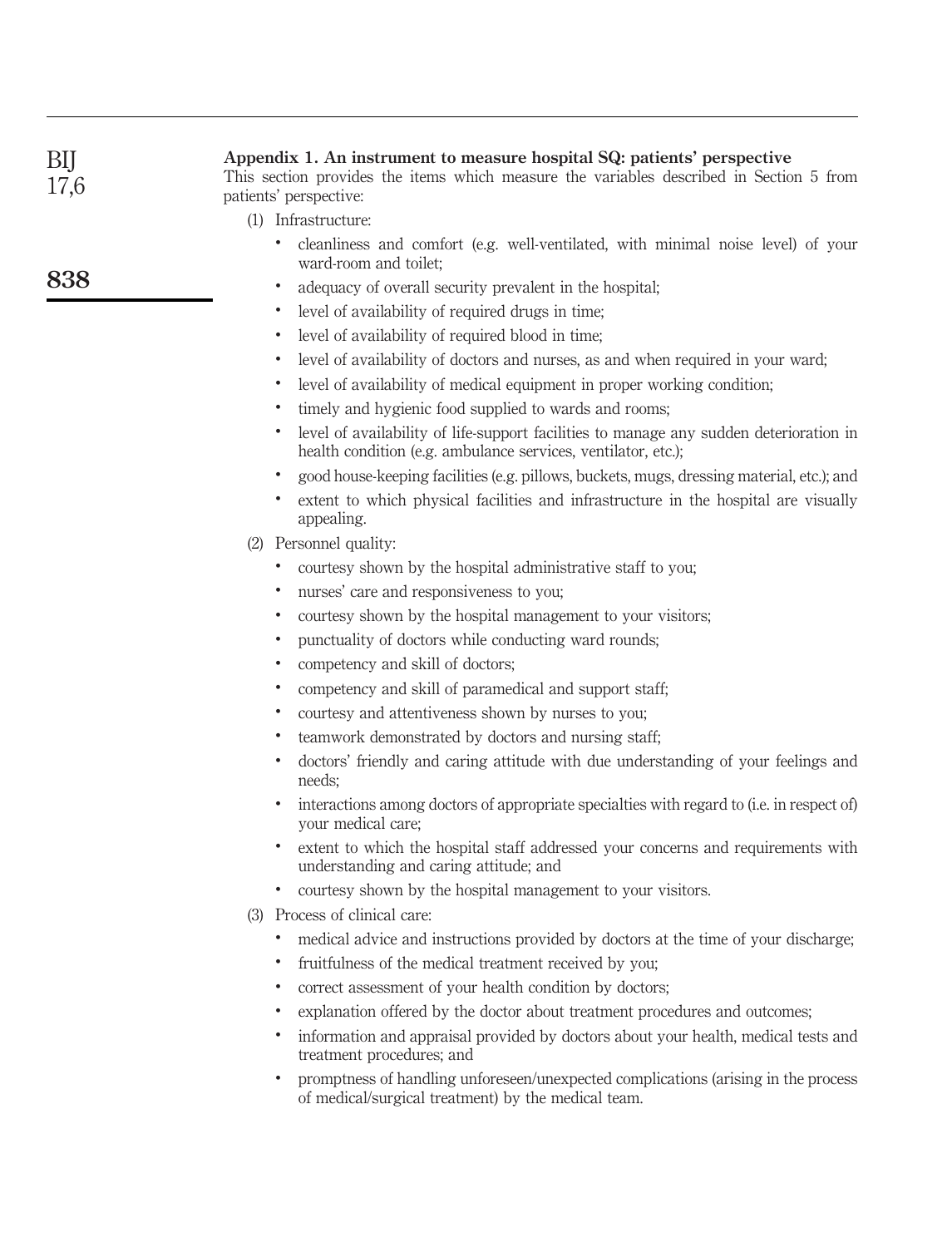## Appendix 1. An instrument to measure hospital SQ: patients' perspective

This section provides the items which measure the variables described in Section 5 from patients' perspective:

(1) Infrastructure:

- cleanliness and comfort (e.g. well-ventilated, with minimal noise level) of your ward-room and toilet;
- adequacy of overall security prevalent in the hospital;
- level of availability of required drugs in time;
- level of availability of required blood in time;
- level of availability of doctors and nurses, as and when required in your ward;
- level of availability of medical equipment in proper working condition;
- timely and hygienic food supplied to wards and rooms;
- level of availability of life-support facilities to manage any sudden deterioration in health condition (e.g. ambulance services, ventilator, etc.);
- good house-keeping facilities (e.g. pillows, buckets, mugs, dressing material, etc.); and
- extent to which physical facilities and infrastructure in the hospital are visually appealing.

(2) Personnel quality:

- courtesy shown by the hospital administrative staff to you;
- nurses' care and responsiveness to you;
- courtesy shown by the hospital management to your visitors;
- punctuality of doctors while conducting ward rounds;
- competency and skill of doctors;
- competency and skill of paramedical and support staff;
- courtesy and attentiveness shown by nurses to you;
- teamwork demonstrated by doctors and nursing staff;
- doctors' friendly and caring attitude with due understanding of your feelings and needs;
- interactions among doctors of appropriate specialties with regard to (i.e. in respect of) your medical care;
- extent to which the hospital staff addressed your concerns and requirements with understanding and caring attitude; and
- courtesy shown by the hospital management to your visitors.

(3) Process of clinical care:

- medical advice and instructions provided by doctors at the time of your discharge;
- fruitfulness of the medical treatment received by you;
- correct assessment of your health condition by doctors;
- explanation offered by the doctor about treatment procedures and outcomes;
- information and appraisal provided by doctors about your health, medical tests and treatment procedures; and
- promptness of handling unforeseen/unexpected complications (arising in the process of medical/surgical treatment) by the medical team.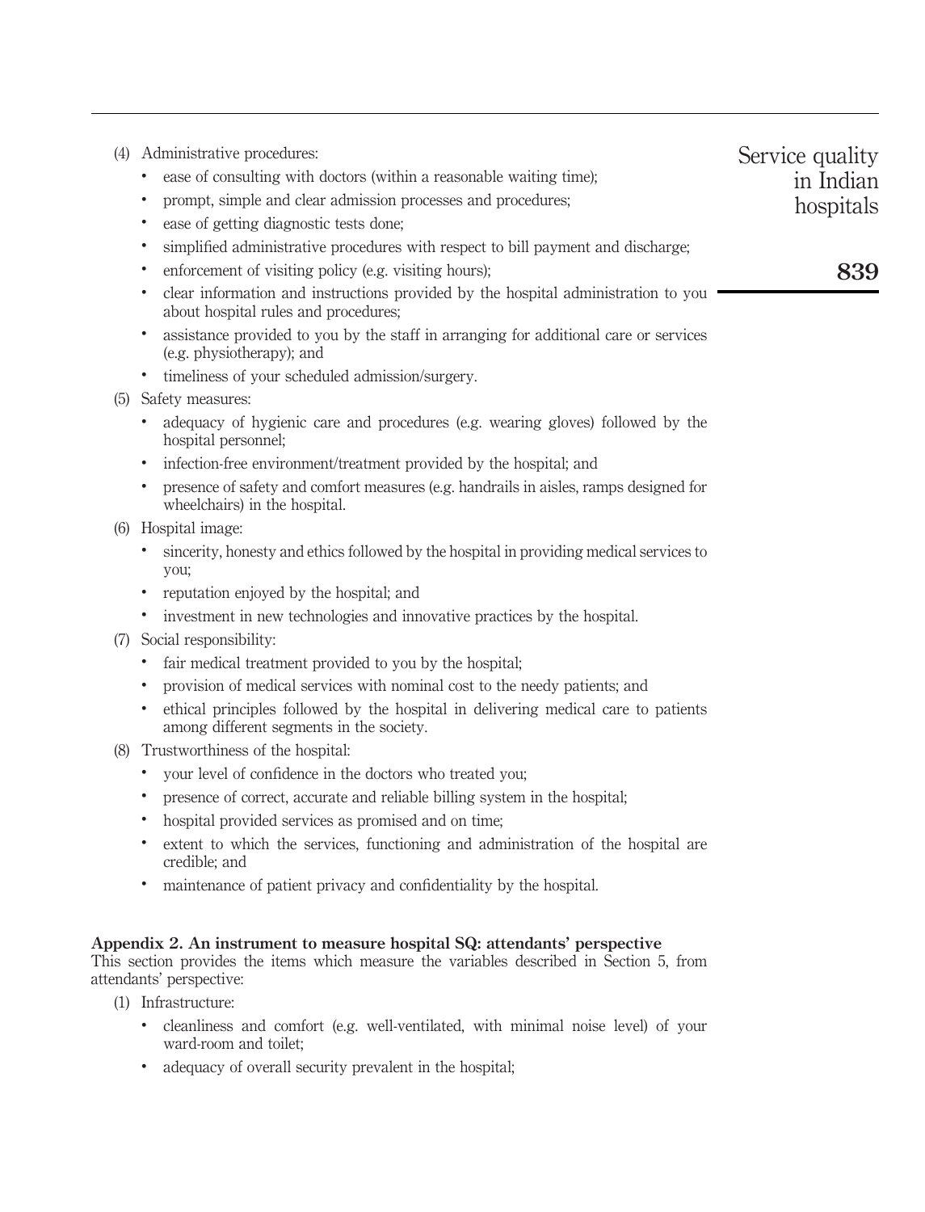(4) Administrative procedures:
   - ease of consulting with doctors (within a reasonable waiting time);
   - prompt, simple and clear admission processes and procedures;
   - ease of getting diagnostic tests done;
   - simplified administrative procedures with respect to bill payment and discharge;
   - enforcement of visiting policy (e.g. visiting hours);
   - clear information and instructions provided by the hospital administration to you about hospital rules and procedures;
   - assistance provided to you by the staff in arranging for additional care or services (e.g. physiotherapy); and
   - timeliness of your scheduled admission/surgery.

(5) Safety measures:
   - adequacy of hygienic care and procedures (e.g. wearing gloves) followed by the hospital personnel;
   - infection-free environment/treatment provided by the hospital; and
   - presence of safety and comfort measures (e.g. handrails in aisles, ramps designed for wheelchairs) in the hospital.

(6) Hospital image:
   - sincerity, honesty and ethics followed by the hospital in providing medical services to you;
   - reputation enjoyed by the hospital; and
   - investment in new technologies and innovative practices by the hospital.

(7) Social responsibility:
   - fair medical treatment provided to you by the hospital;
   - provision of medical services with nominal cost to the needy patients; and
   - ethical principles followed by the hospital in delivering medical care to patients among different segments in the society.

(8) Trustworthiness of the hospital:
   - your level of confidence in the doctors who treated you;
   - presence of correct, accurate and reliable billing system in the hospital;
   - hospital provided services as promised and on time;
   - extent to which the services, functioning and administration of the hospital are credible; and
   - maintenance of patient privacy and confidentiality by the hospital.

### Appendix 2. An instrument to measure hospital SQ: attendants' perspective

This section provides the items which measure the variables described in Section 5, from attendants' perspective:

(1) Infrastructure:
   - cleanliness and comfort (e.g. well-ventilated, with minimal noise level) of your ward-room and toilet;
   - adequacy of overall security prevalent in the hospital;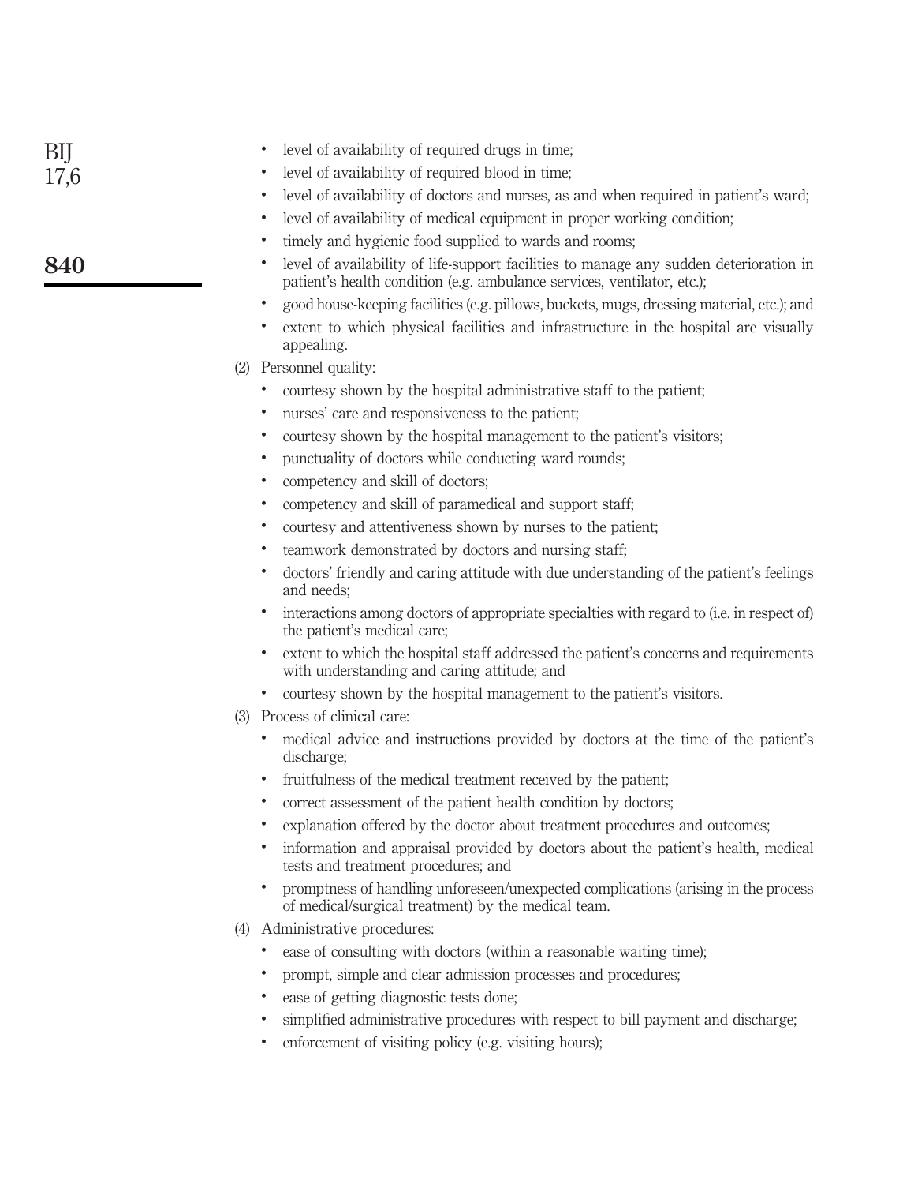- level of availability of required drugs in time;
- level of availability of required blood in time;
- level of availability of doctors and nurses, as and when required in patient's ward;
- level of availability of medical equipment in proper working condition;
- timely and hygienic food supplied to wards and rooms;
- level of availability of life-support facilities to manage any sudden deterioration in patient's health condition (e.g. ambulance services, ventilator, etc.);
- good house-keeping facilities (e.g. pillows, buckets, mugs, dressing material, etc.); and
- extent to which physical facilities and infrastructure in the hospital are visually appealing.

(2) Personnel quality:

- courtesy shown by the hospital administrative staff to the patient;
- nurses' care and responsiveness to the patient;
- courtesy shown by the hospital management to the patient's visitors;
- punctuality of doctors while conducting ward rounds;
- competency and skill of doctors;
- competency and skill of paramedical and support staff;
- courtesy and attentiveness shown by nurses to the patient;
- teamwork demonstrated by doctors and nursing staff;
- doctors' friendly and caring attitude with due understanding of the patient's feelings and needs;
- interactions among doctors of appropriate specialties with regard to (i.e. in respect of) the patient's medical care;
- extent to which the hospital staff addressed the patient's concerns and requirements with understanding and caring attitude; and
- courtesy shown by the hospital management to the patient's visitors.

(3) Process of clinical care:

- medical advice and instructions provided by doctors at the time of the patient's discharge;
- fruitfulness of the medical treatment received by the patient;
- correct assessment of the patient health condition by doctors;
- explanation offered by the doctor about treatment procedures and outcomes;
- information and appraisal provided by doctors about the patient's health, medical tests and treatment procedures; and
- promptness of handling unforeseen/unexpected complications (arising in the process of medical/surgical treatment) by the medical team.

(4) Administrative procedures:

- ease of consulting with doctors (within a reasonable waiting time);
- prompt, simple and clear admission processes and procedures;
- ease of getting diagnostic tests done;
- simplified administrative procedures with respect to bill payment and discharge;
- enforcement of visiting policy (e.g. visiting hours);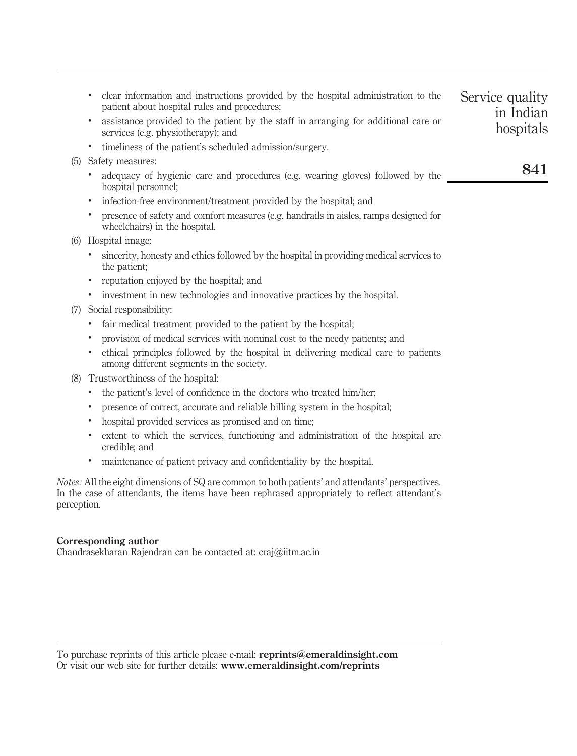- clear information and instructions provided by the hospital administration to the patient about hospital rules and procedures;
- assistance provided to the patient by the staff in arranging for additional care or services (e.g. physiotherapy); and
- timeliness of the patient's scheduled admission/surgery.

(5) Safety measures:

- adequacy of hygienic care and procedures (e.g. wearing gloves) followed by the hospital personnel;
- infection-free environment/treatment provided by the hospital; and
- presence of safety and comfort measures (e.g. handrails in aisles, ramps designed for wheelchairs) in the hospital.

(6) Hospital image:

- sincerity, honesty and ethics followed by the hospital in providing medical services to the patient;
- reputation enjoyed by the hospital; and
- investment in new technologies and innovative practices by the hospital.

(7) Social responsibility:

- fair medical treatment provided to the patient by the hospital;
- provision of medical services with nominal cost to the needy patients; and
- ethical principles followed by the hospital in delivering medical care to patients among different segments in the society.

(8) Trustworthiness of the hospital:

- the patient's level of confidence in the doctors who treated him/her;
- presence of correct, accurate and reliable billing system in the hospital;
- hospital provided services as promised and on time;
- extent to which the services, functioning and administration of the hospital are credible; and
- maintenance of patient privacy and confidentiality by the hospital.

*Notes:* All the eight dimensions of SQ are common to both patients' and attendants' perspectives. In the case of attendants, the items have been rephrased appropriately to reflect attendant's perception.

**Corresponding author**
Chandrasekharan Rajendran can be contacted at: craj@iitm.ac.in

To purchase reprints of this article please e-mail: **reprints@emeraldinsight.com**
Or visit our web site for further details: **www.emeraldinsight.com/reprints**